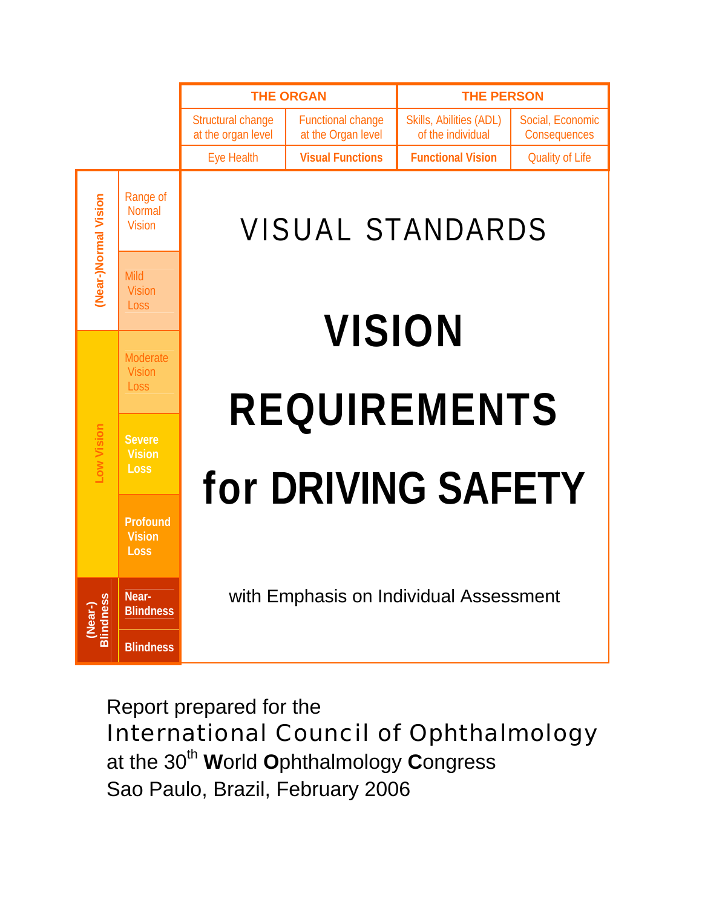| | | THE ORGAN | | THE PERSON | |
|---|---|---|---|---|---|
| | | Structural change at the organ level | Functional change at the Organ level | Skills, Abilities (ADL) of the individual | Social, Economic Consequences |
| | | Eye Health | **Visual Functions** | **Functional Vision** | Quality of Life |
| (Near-)Normal Vision | Range of Normal Vision | | | | |
| | Mild Vision Loss | | | | |
| Low Vision | Moderate Vision Loss | | | | |
| | **Severe Vision Loss** | | | | |
| | **Profound Vision Loss** | | | | |
| **(Near-) Blindness** | **Near-Blindness** | | | | |
| | **Blindness** | | | | |

VISUAL STANDARDS

# VISION REQUIREMENTS for DRIVING SAFETY

with Emphasis on Individual Assessment

Report prepared for the
International Council of Ophthalmology
at the 30th **W**orld **O**phthalmology **C**ongress
Sao Paulo, Brazil, February 2006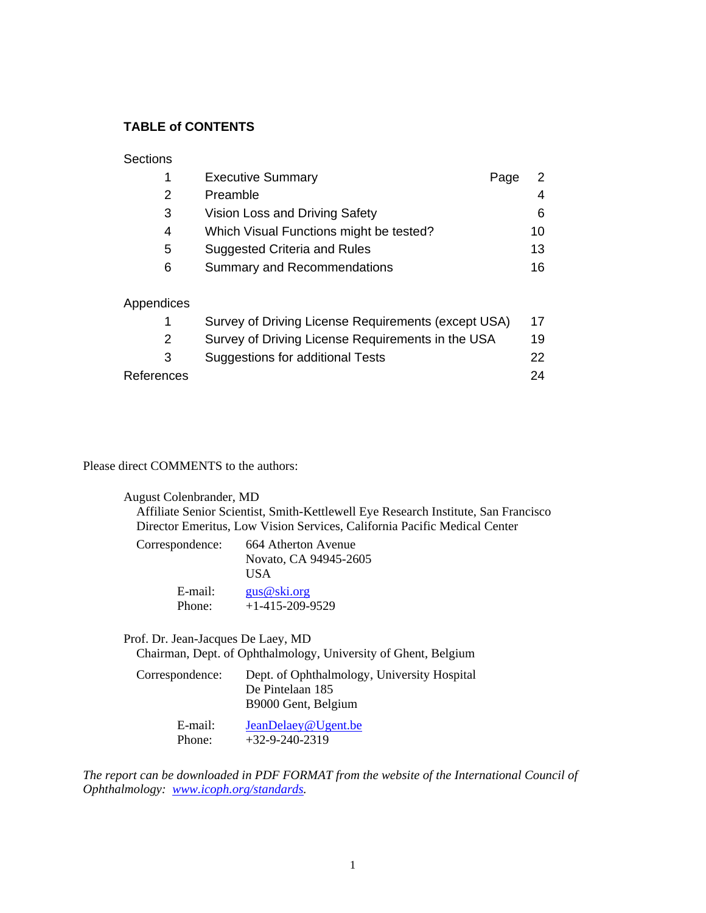## TABLE of CONTENTS

| Sections | | | |
|---|---|---|---|
| 1 | Executive Summary | Page | 2 |
| 2 | Preamble | | 4 |
| 3 | Vision Loss and Driving Safety | | 6 |
| 4 | Which Visual Functions might be tested? | | 10 |
| 5 | Suggested Criteria and Rules | | 13 |
| 6 | Summary and Recommendations | | 16 |
| **Appendices** | | | |
| 1 | Survey of Driving License Requirements (except USA) | | 17 |
| 2 | Survey of Driving License Requirements in the USA | | 19 |
| 3 | Suggestions for additional Tests | | 22 |
| References | | | 24 |

Please direct COMMENTS to the authors:

August Colenbrander, MD
Affiliate Senior Scientist, Smith-Kettlewell Eye Research Institute, San Francisco
Director Emeritus, Low Vision Services, California Pacific Medical Center

Correspondence: 664 Atherton Avenue
Novato, CA 94945-2605
USA

E-mail: gus@ski.org
Phone: +1-415-209-9529

Prof. Dr. Jean-Jacques De Laey, MD
Chairman, Dept. of Ophthalmology, University of Ghent, Belgium

Correspondence: Dept. of Ophthalmology, University Hospital
De Pintelaan 185
B9000 Gent, Belgium

E-mail: JeanDelaey@Ugent.be
Phone: +32-9-240-2319

*The report can be downloaded in PDF FORMAT from the website of the International Council of Ophthalmology: www.icoph.org/standards.*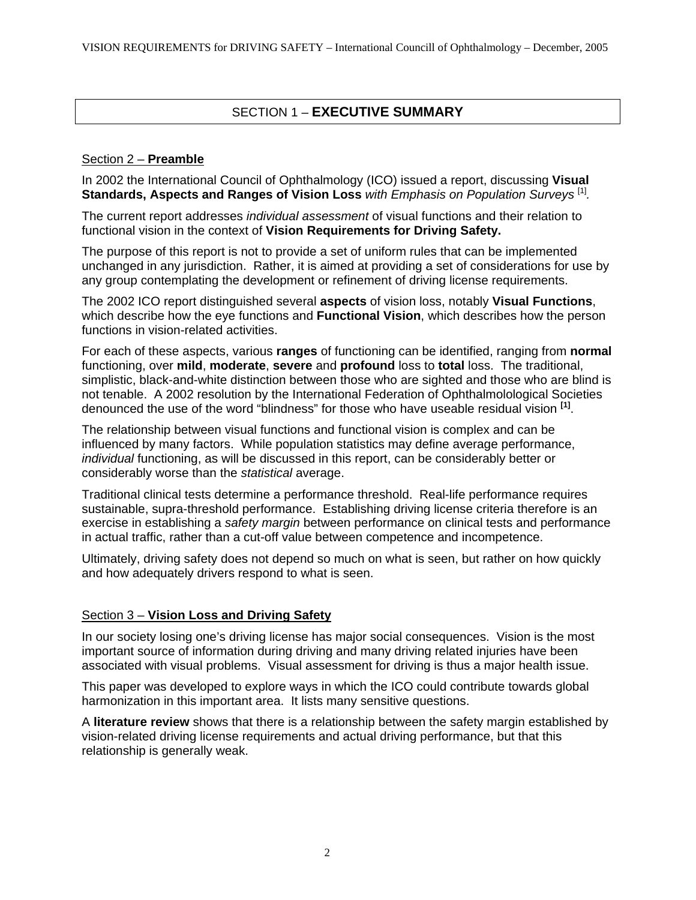# SECTION 1 – **EXECUTIVE SUMMARY**

## Section 2 – **Preamble**

In 2002 the International Council of Ophthalmology (ICO) issued a report, discussing **Visual Standards, Aspects and Ranges of Vision Loss** *with Emphasis on Population Surveys* [1].

The current report addresses *individual assessment* of visual functions and their relation to functional vision in the context of **Vision Requirements for Driving Safety.**

The purpose of this report is not to provide a set of uniform rules that can be implemented unchanged in any jurisdiction. Rather, it is aimed at providing a set of considerations for use by any group contemplating the development or refinement of driving license requirements.

The 2002 ICO report distinguished several **aspects** of vision loss, notably **Visual Functions**, which describe how the eye functions and **Functional Vision**, which describes how the person functions in vision-related activities.

For each of these aspects, various **ranges** of functioning can be identified, ranging from **normal** functioning, over **mild**, **moderate**, **severe** and **profound** loss to **total** loss. The traditional, simplistic, black-and-white distinction between those who are sighted and those who are blind is not tenable. A 2002 resolution by the International Federation of Ophthalmolological Societies denounced the use of the word "blindness" for those who have useable residual vision [1].

The relationship between visual functions and functional vision is complex and can be influenced by many factors. While population statistics may define average performance, *individual* functioning, as will be discussed in this report, can be considerably better or considerably worse than the *statistical* average.

Traditional clinical tests determine a performance threshold. Real-life performance requires sustainable, supra-threshold performance. Establishing driving license criteria therefore is an exercise in establishing a *safety margin* between performance on clinical tests and performance in actual traffic, rather than a cut-off value between competence and incompetence.

Ultimately, driving safety does not depend so much on what is seen, but rather on how quickly and how adequately drivers respond to what is seen.

## Section 3 – **Vision Loss and Driving Safety**

In our society losing one's driving license has major social consequences. Vision is the most important source of information during driving and many driving related injuries have been associated with visual problems. Visual assessment for driving is thus a major health issue.

This paper was developed to explore ways in which the ICO could contribute towards global harmonization in this important area. It lists many sensitive questions.

A **literature review** shows that there is a relationship between the safety margin established by vision-related driving license requirements and actual driving performance, but that this relationship is generally weak.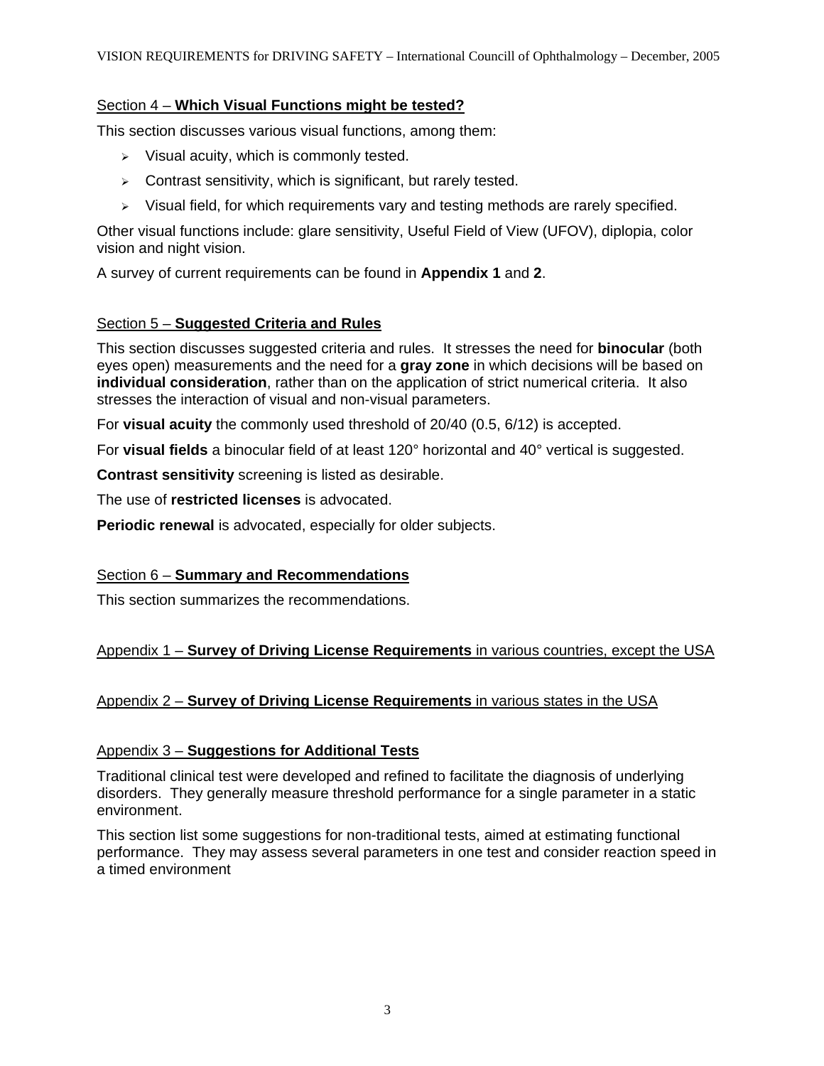## Section 4 – **Which Visual Functions might be tested?**

This section discusses various visual functions, among them:

- Visual acuity, which is commonly tested.
- Contrast sensitivity, which is significant, but rarely tested.
- Visual field, for which requirements vary and testing methods are rarely specified.

Other visual functions include: glare sensitivity, Useful Field of View (UFOV), diplopia, color vision and night vision.

A survey of current requirements can be found in **Appendix 1** and **2**.

## Section 5 – **Suggested Criteria and Rules**

This section discusses suggested criteria and rules. It stresses the need for **binocular** (both eyes open) measurements and the need for a **gray zone** in which decisions will be based on **individual consideration**, rather than on the application of strict numerical criteria. It also stresses the interaction of visual and non-visual parameters.

For **visual acuity** the commonly used threshold of 20/40 (0.5, 6/12) is accepted.

For **visual fields** a binocular field of at least 120° horizontal and 40° vertical is suggested.

**Contrast sensitivity** screening is listed as desirable.

The use of **restricted licenses** is advocated.

**Periodic renewal** is advocated, especially for older subjects.

## Section 6 – **Summary and Recommendations**

This section summarizes the recommendations.

## Appendix 1 – **Survey of Driving License Requirements** in various countries, except the USA

## Appendix 2 – **Survey of Driving License Requirements** in various states in the USA

## Appendix 3 – **Suggestions for Additional Tests**

Traditional clinical test were developed and refined to facilitate the diagnosis of underlying disorders. They generally measure threshold performance for a single parameter in a static environment.

This section list some suggestions for non-traditional tests, aimed at estimating functional performance. They may assess several parameters in one test and consider reaction speed in a timed environment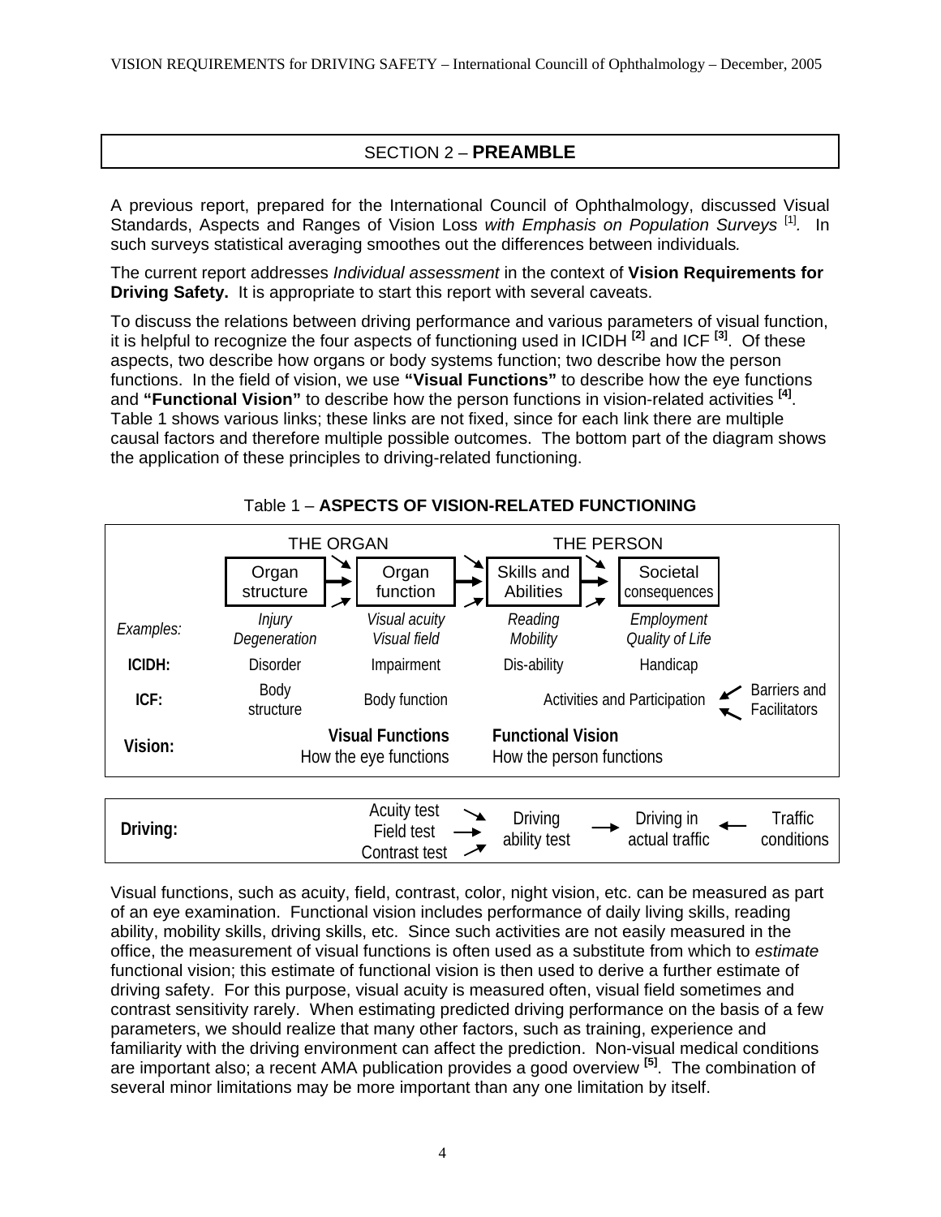## SECTION 2 – **PREAMBLE**

A previous report, prepared for the International Council of Ophthalmology, discussed Visual Standards, Aspects and Ranges of Vision Loss *with Emphasis on Population Surveys* [1]. In such surveys statistical averaging smoothes out the differences between individuals.

The current report addresses *Individual assessment* in the context of **Vision Requirements for Driving Safety.** It is appropriate to start this report with several caveats.

To discuss the relations between driving performance and various parameters of visual function, it is helpful to recognize the four aspects of functioning used in ICIDH [2] and ICF [3]. Of these aspects, two describe how organs or body systems function; two describe how the person functions. In the field of vision, we use **"Visual Functions"** to describe how the eye functions and **"Functional Vision"** to describe how the person functions in vision-related activities [4]. Table 1 shows various links; these links are not fixed, since for each link there are multiple causal factors and therefore multiple possible outcomes. The bottom part of the diagram shows the application of these principles to driving-related functioning.

Table 1 – **ASPECTS OF VISION-RELATED FUNCTIONING**

| | THE ORGAN | | THE PERSON | | |
|---|---|---|---|---|---|
| | Organ structure → | Organ function → | Skills and Abilities → | Societal consequences | |
| *Examples:* | *Injury Degeneration* | *Visual acuity Visual field* | *Reading Mobility* | *Employment Quality of Life* | |
| **ICIDH:** | Disorder | Impairment | Dis-ability | Handicap | |
| **ICF:** | Body structure | Body function | Activities and Participation | | ← Barriers and Facilitators |
| **Vision:** | | **Visual Functions** How the eye functions | **Functional Vision** How the person functions | | |

| **Driving:** | Acuity test / Field test / Contrast test → | Driving ability test → | Driving in actual traffic | ← Traffic conditions |
|---|---|---|---|---|

Visual functions, such as acuity, field, contrast, color, night vision, etc. can be measured as part of an eye examination. Functional vision includes performance of daily living skills, reading ability, mobility skills, driving skills, etc. Since such activities are not easily measured in the office, the measurement of visual functions is often used as a substitute from which to *estimate* functional vision; this estimate of functional vision is then used to derive a further estimate of driving safety. For this purpose, visual acuity is measured often, visual field sometimes and contrast sensitivity rarely. When estimating predicted driving performance on the basis of a few parameters, we should realize that many other factors, such as training, experience and familiarity with the driving environment can affect the prediction. Non-visual medical conditions are important also; a recent AMA publication provides a good overview [5]. The combination of several minor limitations may be more important than any one limitation by itself.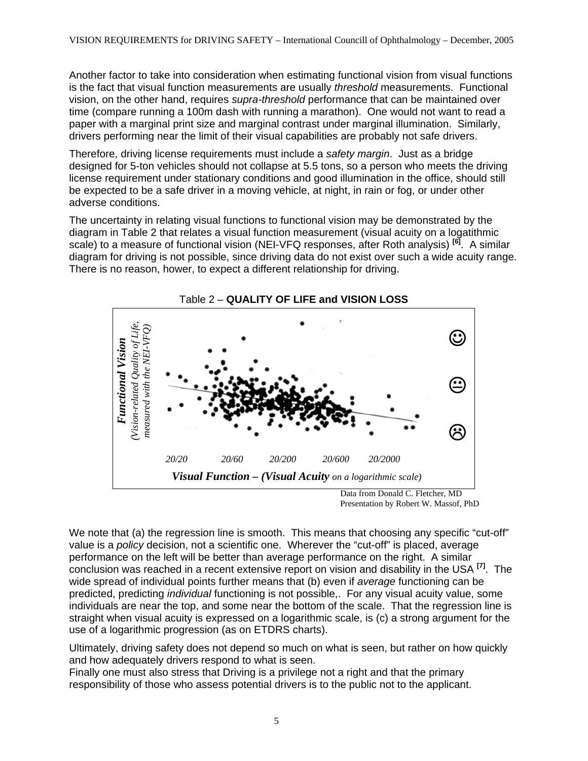Another factor to take into consideration when estimating functional vision from visual functions is the fact that visual function measurements are usually *threshold* measurements. Functional vision, on the other hand, requires *supra-threshold* performance that can be maintained over time (compare running a 100m dash with running a marathon). One would not want to read a paper with a marginal print size and marginal contrast under marginal illumination. Similarly, drivers performing near the limit of their visual capabilities are probably not safe drivers.

Therefore, driving license requirements must include a *safety margin*. Just as a bridge designed for 5-ton vehicles should not collapse at 5.5 tons, so a person who meets the driving license requirement under stationary conditions and good illumination in the office, should still be expected to be a safe driver in a moving vehicle, at night, in rain or fog, or under other adverse conditions.

The uncertainty in relating visual functions to functional vision may be demonstrated by the diagram in Table 2 that relates a visual function measurement (visual acuity on a logatithmic scale) to a measure of functional vision (NEI-VFQ responses, after Roth analysis) [6]. A similar diagram for driving is not possible, since driving data do not exist over such a wide acuity range. There is no reason, hower, to expect a different relationship for driving.

Table 2 – **QUALITY OF LIFE and VISION LOSS**

***Functional Vision*** *(Vision-related Quality of Life, measured with the NEI-VFQ)*

*20/20* *20/60* *20/200* *20/600* *20/2000*

***Visual Function – (Visual Acuity** on a logarithmic scale)*

Data from Donald C. Fletcher, MD
Presentation by Robert W. Massof, PhD

We note that (a) the regression line is smooth. This means that choosing any specific "cut-off" value is a *policy* decision, not a scientific one. Wherever the "cut-off" is placed, average performance on the left will be better than average performance on the right. A similar conclusion was reached in a recent extensive report on vision and disability in the USA [7]. The wide spread of individual points further means that (b) even if *average* functioning can be predicted, predicting *individual* functioning is not possible,. For any visual acuity value, some individuals are near the top, and some near the bottom of the scale. That the regression line is straight when visual acuity is expressed on a logarithmic scale, is (c) a strong argument for the use of a logarithmic progression (as on ETDRS charts).

Ultimately, driving safety does not depend so much on what is seen, but rather on how quickly and how adequately drivers respond to what is seen.
Finally one must also stress that Driving is a privilege not a right and that the primary responsibility of those who assess potential drivers is to the public not to the applicant.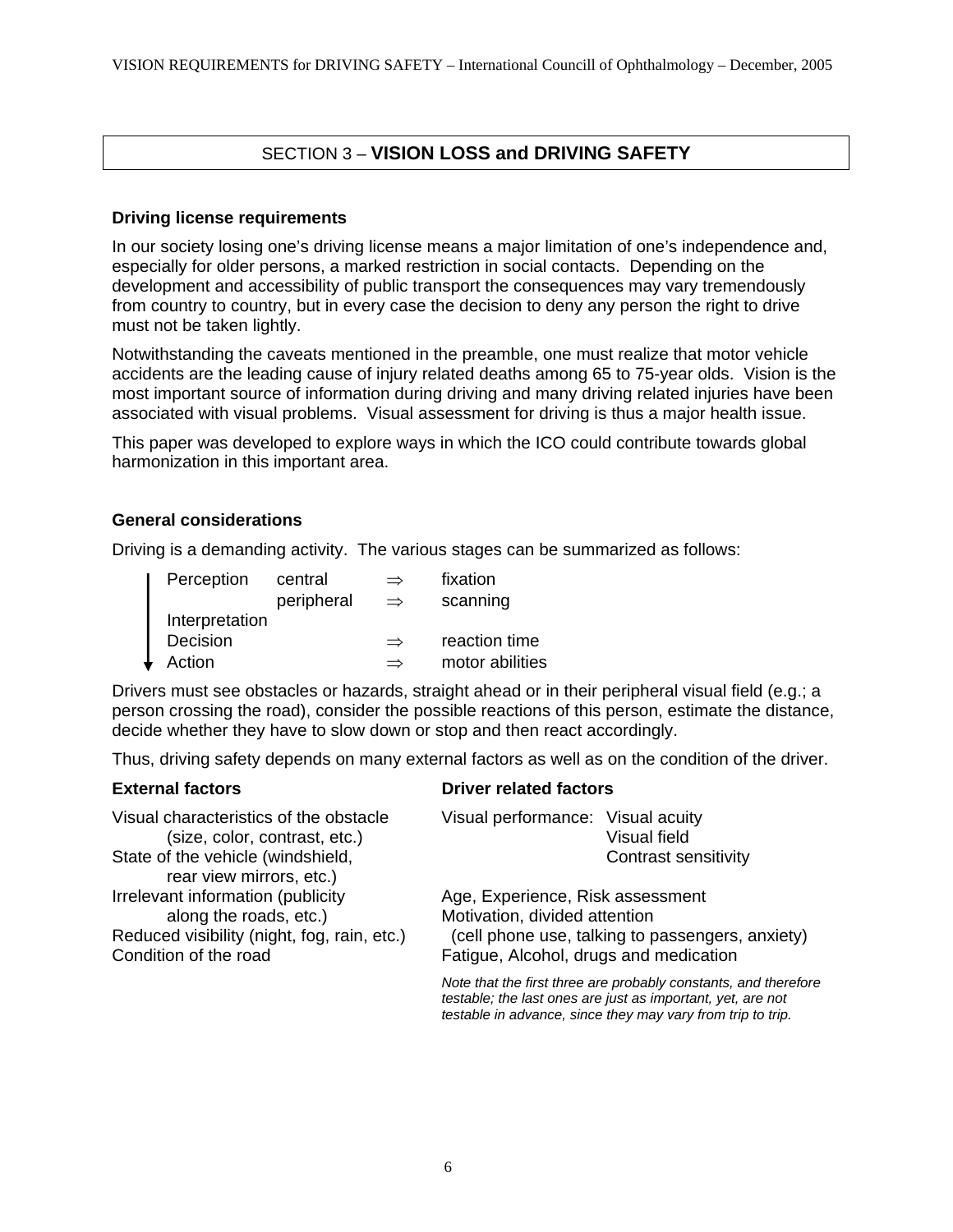## SECTION 3 – **VISION LOSS and DRIVING SAFETY**

### Driving license requirements

In our society losing one's driving license means a major limitation of one's independence and, especially for older persons, a marked restriction in social contacts. Depending on the development and accessibility of public transport the consequences may vary tremendously from country to country, but in every case the decision to deny any person the right to drive must not be taken lightly.

Notwithstanding the caveats mentioned in the preamble, one must realize that motor vehicle accidents are the leading cause of injury related deaths among 65 to 75-year olds. Vision is the most important source of information during driving and many driving related injuries have been associated with visual problems. Visual assessment for driving is thus a major health issue.

This paper was developed to explore ways in which the ICO could contribute towards global harmonization in this important area.

### General considerations

Driving is a demanding activity. The various stages can be summarized as follows:

| Stage | | | |
|---|---|---|---|
| Perception | central | ⇒ | fixation |
| | peripheral | ⇒ | scanning |
| Interpretation | | | |
| Decision | | ⇒ | reaction time |
| Action | | ⇒ | motor abilities |

Drivers must see obstacles or hazards, straight ahead or in their peripheral visual field (e.g.; a person crossing the road), consider the possible reactions of this person, estimate the distance, decide whether they have to slow down or stop and then react accordingly.

Thus, driving safety depends on many external factors as well as on the condition of the driver.

**External factors**

- Visual characteristics of the obstacle (size, color, contrast, etc.)
- State of the vehicle (windshield, rear view mirrors, etc.)
- Irrelevant information (publicity along the roads, etc.)
- Reduced visibility (night, fog, rain, etc.)
- Condition of the road

**Driver related factors**

- Visual performance: Visual acuity, Visual field, Contrast sensitivity
- Age, Experience, Risk assessment
- Motivation, divided attention (cell phone use, talking to passengers, anxiety)
- Fatigue, Alcohol, drugs and medication

*Note that the first three are probably constants, and therefore testable; the last ones are just as important, yet, are not testable in advance, since they may vary from trip to trip.*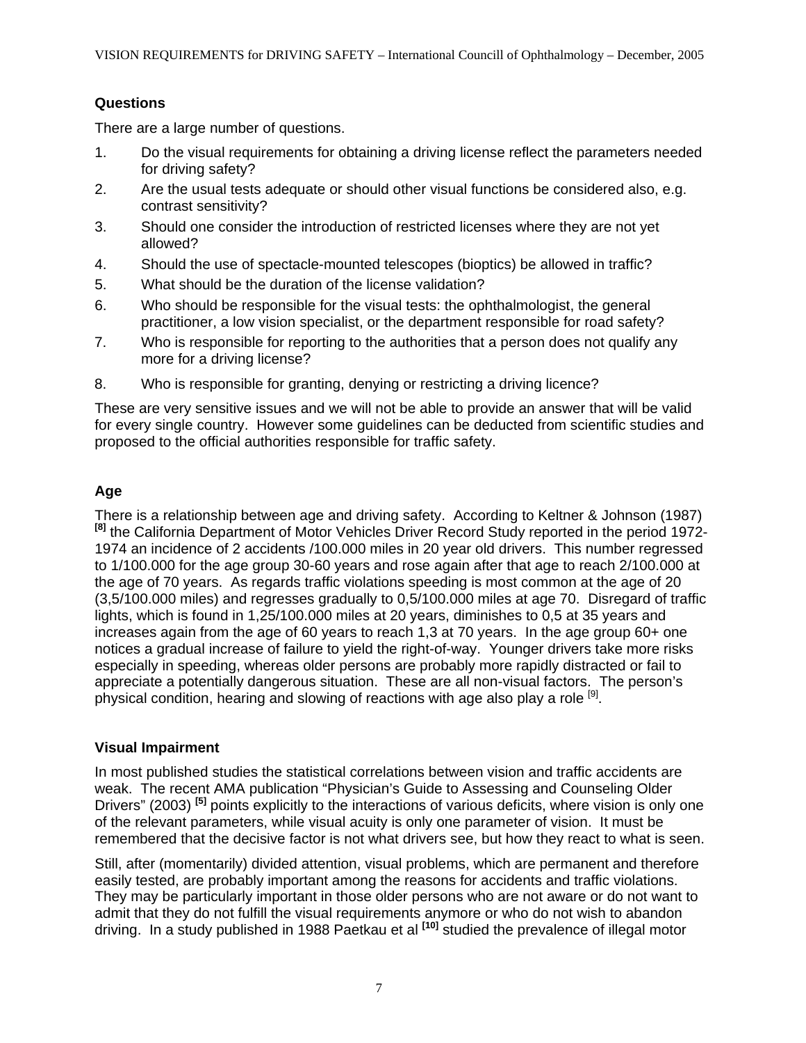## Questions

There are a large number of questions.

1. Do the visual requirements for obtaining a driving license reflect the parameters needed for driving safety?
2. Are the usual tests adequate or should other visual functions be considered also, e.g. contrast sensitivity?
3. Should one consider the introduction of restricted licenses where they are not yet allowed?
4. Should the use of spectacle-mounted telescopes (bioptics) be allowed in traffic?
5. What should be the duration of the license validation?
6. Who should be responsible for the visual tests: the ophthalmologist, the general practitioner, a low vision specialist, or the department responsible for road safety?
7. Who is responsible for reporting to the authorities that a person does not qualify any more for a driving license?
8. Who is responsible for granting, denying or restricting a driving licence?

These are very sensitive issues and we will not be able to provide an answer that will be valid for every single country. However some guidelines can be deducted from scientific studies and proposed to the official authorities responsible for traffic safety.

## Age

There is a relationship between age and driving safety. According to Keltner & Johnson (1987) [8] the California Department of Motor Vehicles Driver Record Study reported in the period 1972-1974 an incidence of 2 accidents /100.000 miles in 20 year old drivers. This number regressed to 1/100.000 for the age group 30-60 years and rose again after that age to reach 2/100.000 at the age of 70 years. As regards traffic violations speeding is most common at the age of 20 (3,5/100.000 miles) and regresses gradually to 0,5/100.000 miles at age 70. Disregard of traffic lights, which is found in 1,25/100.000 miles at 20 years, diminishes to 0,5 at 35 years and increases again from the age of 60 years to reach 1,3 at 70 years. In the age group 60+ one notices a gradual increase of failure to yield the right-of-way. Younger drivers take more risks especially in speeding, whereas older persons are probably more rapidly distracted or fail to appreciate a potentially dangerous situation. These are all non-visual factors. The person's physical condition, hearing and slowing of reactions with age also play a role [9].

## Visual Impairment

In most published studies the statistical correlations between vision and traffic accidents are weak. The recent AMA publication "Physician's Guide to Assessing and Counseling Older Drivers" (2003) [5] points explicitly to the interactions of various deficits, where vision is only one of the relevant parameters, while visual acuity is only one parameter of vision. It must be remembered that the decisive factor is not what drivers see, but how they react to what is seen.

Still, after (momentarily) divided attention, visual problems, which are permanent and therefore easily tested, are probably important among the reasons for accidents and traffic violations. They may be particularly important in those older persons who are not aware or do not want to admit that they do not fulfill the visual requirements anymore or who do not wish to abandon driving. In a study published in 1988 Paetkau et al [10] studied the prevalence of illegal motor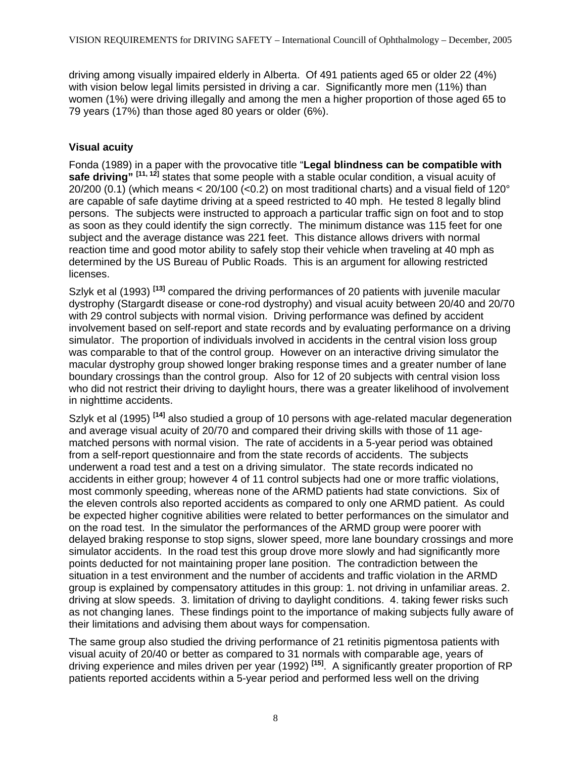driving among visually impaired elderly in Alberta. Of 491 patients aged 65 or older 22 (4%) with vision below legal limits persisted in driving a car. Significantly more men (11%) than women (1%) were driving illegally and among the men a higher proportion of those aged 65 to 79 years (17%) than those aged 80 years or older (6%).

### Visual acuity

Fonda (1989) in a paper with the provocative title "**Legal blindness can be compatible with safe driving"** [11, 12] states that some people with a stable ocular condition, a visual acuity of 20/200 (0.1) (which means < 20/100 (<0.2) on most traditional charts) and a visual field of 120° are capable of safe daytime driving at a speed restricted to 40 mph. He tested 8 legally blind persons. The subjects were instructed to approach a particular traffic sign on foot and to stop as soon as they could identify the sign correctly. The minimum distance was 115 feet for one subject and the average distance was 221 feet. This distance allows drivers with normal reaction time and good motor ability to safely stop their vehicle when traveling at 40 mph as determined by the US Bureau of Public Roads. This is an argument for allowing restricted licenses.

Szlyk et al (1993) [13] compared the driving performances of 20 patients with juvenile macular dystrophy (Stargardt disease or cone-rod dystrophy) and visual acuity between 20/40 and 20/70 with 29 control subjects with normal vision. Driving performance was defined by accident involvement based on self-report and state records and by evaluating performance on a driving simulator. The proportion of individuals involved in accidents in the central vision loss group was comparable to that of the control group. However on an interactive driving simulator the macular dystrophy group showed longer braking response times and a greater number of lane boundary crossings than the control group. Also for 12 of 20 subjects with central vision loss who did not restrict their driving to daylight hours, there was a greater likelihood of involvement in nighttime accidents.

Szlyk et al (1995) [14] also studied a group of 10 persons with age-related macular degeneration and average visual acuity of 20/70 and compared their driving skills with those of 11 age-matched persons with normal vision. The rate of accidents in a 5-year period was obtained from a self-report questionnaire and from the state records of accidents. The subjects underwent a road test and a test on a driving simulator. The state records indicated no accidents in either group; however 4 of 11 control subjects had one or more traffic violations, most commonly speeding, whereas none of the ARMD patients had state convictions. Six of the eleven controls also reported accidents as compared to only one ARMD patient. As could be expected higher cognitive abilities were related to better performances on the simulator and on the road test. In the simulator the performances of the ARMD group were poorer with delayed braking response to stop signs, slower speed, more lane boundary crossings and more simulator accidents. In the road test this group drove more slowly and had significantly more points deducted for not maintaining proper lane position. The contradiction between the situation in a test environment and the number of accidents and traffic violation in the ARMD group is explained by compensatory attitudes in this group: 1. not driving in unfamiliar areas. 2. driving at slow speeds. 3. limitation of driving to daylight conditions. 4. taking fewer risks such as not changing lanes. These findings point to the importance of making subjects fully aware of their limitations and advising them about ways for compensation.

The same group also studied the driving performance of 21 retinitis pigmentosa patients with visual acuity of 20/40 or better as compared to 31 normals with comparable age, years of driving experience and miles driven per year (1992) [15]. A significantly greater proportion of RP patients reported accidents within a 5-year period and performed less well on the driving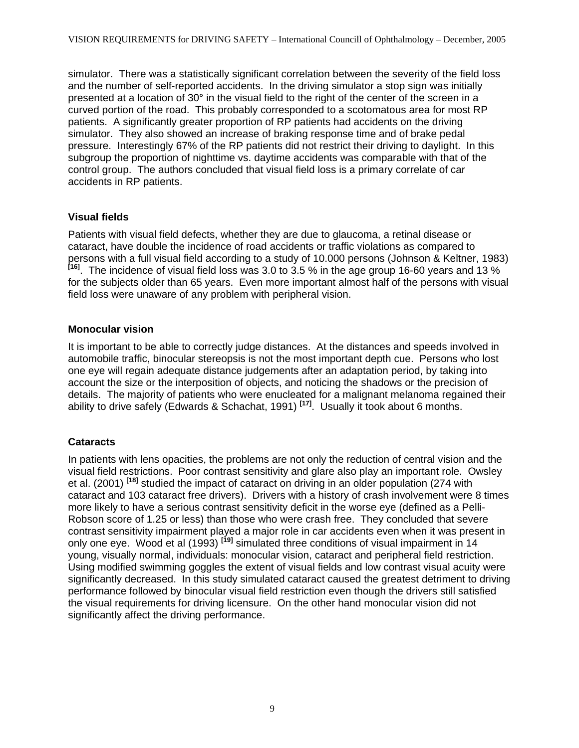simulator. There was a statistically significant correlation between the severity of the field loss and the number of self-reported accidents. In the driving simulator a stop sign was initially presented at a location of 30° in the visual field to the right of the center of the screen in a curved portion of the road. This probably corresponded to a scotomatous area for most RP patients. A significantly greater proportion of RP patients had accidents on the driving simulator. They also showed an increase of braking response time and of brake pedal pressure. Interestingly 67% of the RP patients did not restrict their driving to daylight. In this subgroup the proportion of nighttime vs. daytime accidents was comparable with that of the control group. The authors concluded that visual field loss is a primary correlate of car accidents in RP patients.

### Visual fields

Patients with visual field defects, whether they are due to glaucoma, a retinal disease or cataract, have double the incidence of road accidents or traffic violations as compared to persons with a full visual field according to a study of 10.000 persons (Johnson & Keltner, 1983) [16]. The incidence of visual field loss was 3.0 to 3.5 % in the age group 16-60 years and 13 % for the subjects older than 65 years. Even more important almost half of the persons with visual field loss were unaware of any problem with peripheral vision.

### Monocular vision

It is important to be able to correctly judge distances. At the distances and speeds involved in automobile traffic, binocular stereopsis is not the most important depth cue. Persons who lost one eye will regain adequate distance judgements after an adaptation period, by taking into account the size or the interposition of objects, and noticing the shadows or the precision of details. The majority of patients who were enucleated for a malignant melanoma regained their ability to drive safely (Edwards & Schachat, 1991) [17]. Usually it took about 6 months.

### Cataracts

In patients with lens opacities, the problems are not only the reduction of central vision and the visual field restrictions. Poor contrast sensitivity and glare also play an important role. Owsley et al. (2001) [18] studied the impact of cataract on driving in an older population (274 with cataract and 103 cataract free drivers). Drivers with a history of crash involvement were 8 times more likely to have a serious contrast sensitivity deficit in the worse eye (defined as a Pelli-Robson score of 1.25 or less) than those who were crash free. They concluded that severe contrast sensitivity impairment played a major role in car accidents even when it was present in only one eye. Wood et al (1993) [19] simulated three conditions of visual impairment in 14 young, visually normal, individuals: monocular vision, cataract and peripheral field restriction. Using modified swimming goggles the extent of visual fields and low contrast visual acuity were significantly decreased. In this study simulated cataract caused the greatest detriment to driving performance followed by binocular visual field restriction even though the drivers still satisfied the visual requirements for driving licensure. On the other hand monocular vision did not significantly affect the driving performance.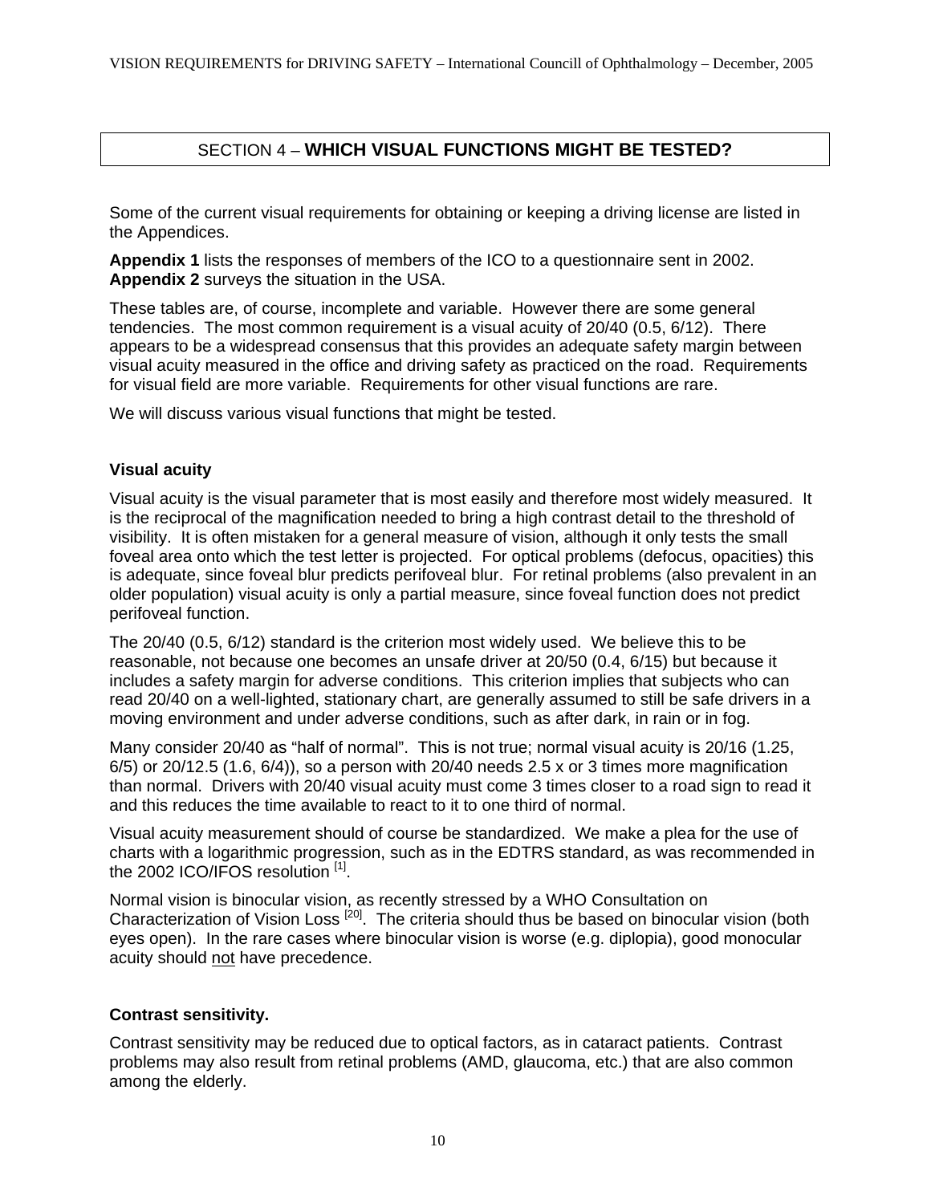## SECTION 4 – **WHICH VISUAL FUNCTIONS MIGHT BE TESTED?**

Some of the current visual requirements for obtaining or keeping a driving license are listed in the Appendices.

**Appendix 1** lists the responses of members of the ICO to a questionnaire sent in 2002.
**Appendix 2** surveys the situation in the USA.

These tables are, of course, incomplete and variable. However there are some general tendencies. The most common requirement is a visual acuity of 20/40 (0.5, 6/12). There appears to be a widespread consensus that this provides an adequate safety margin between visual acuity measured in the office and driving safety as practiced on the road. Requirements for visual field are more variable. Requirements for other visual functions are rare.

We will discuss various visual functions that might be tested.

### Visual acuity

Visual acuity is the visual parameter that is most easily and therefore most widely measured. It is the reciprocal of the magnification needed to bring a high contrast detail to the threshold of visibility. It is often mistaken for a general measure of vision, although it only tests the small foveal area onto which the test letter is projected. For optical problems (defocus, opacities) this is adequate, since foveal blur predicts perifoveal blur. For retinal problems (also prevalent in an older population) visual acuity is only a partial measure, since foveal function does not predict perifoveal function.

The 20/40 (0.5, 6/12) standard is the criterion most widely used. We believe this to be reasonable, not because one becomes an unsafe driver at 20/50 (0.4, 6/15) but because it includes a safety margin for adverse conditions. This criterion implies that subjects who can read 20/40 on a well-lighted, stationary chart, are generally assumed to still be safe drivers in a moving environment and under adverse conditions, such as after dark, in rain or in fog.

Many consider 20/40 as "half of normal". This is not true; normal visual acuity is 20/16 (1.25, 6/5) or 20/12.5 (1.6, 6/4)), so a person with 20/40 needs 2.5 x or 3 times more magnification than normal. Drivers with 20/40 visual acuity must come 3 times closer to a road sign to read it and this reduces the time available to react to it to one third of normal.

Visual acuity measurement should of course be standardized. We make a plea for the use of charts with a logarithmic progression, such as in the EDTRS standard, as was recommended in the 2002 ICO/IFOS resolution [1].

Normal vision is binocular vision, as recently stressed by a WHO Consultation on Characterization of Vision Loss [20]. The criteria should thus be based on binocular vision (both eyes open). In the rare cases where binocular vision is worse (e.g. diplopia), good monocular acuity should <u>not</u> have precedence.

### Contrast sensitivity.

Contrast sensitivity may be reduced due to optical factors, as in cataract patients. Contrast problems may also result from retinal problems (AMD, glaucoma, etc.) that are also common among the elderly.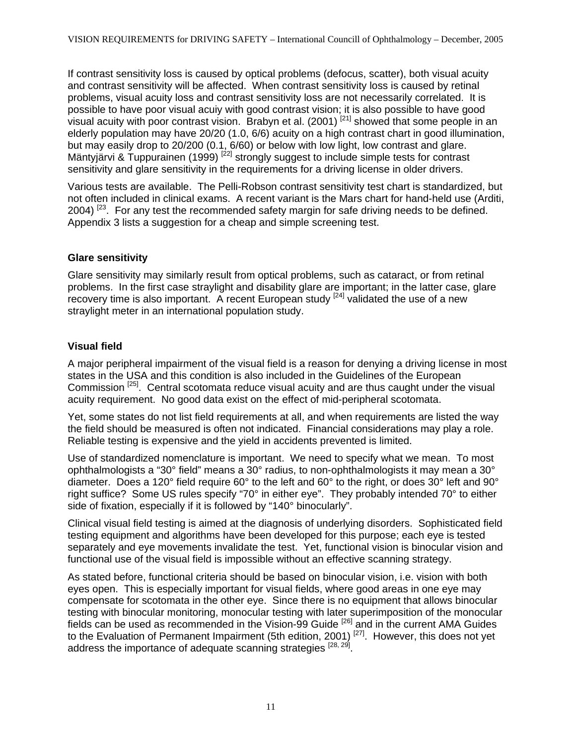If contrast sensitivity loss is caused by optical problems (defocus, scatter), both visual acuity and contrast sensitivity will be affected. When contrast sensitivity loss is caused by retinal problems, visual acuity loss and contrast sensitivity loss are not necessarily correlated. It is possible to have poor visual acuiy with good contrast vision; it is also possible to have good visual acuity with poor contrast vision. Brabyn et al. (2001) [21] showed that some people in an elderly population may have 20/20 (1.0, 6/6) acuity on a high contrast chart in good illumination, but may easily drop to 20/200 (0.1, 6/60) or below with low light, low contrast and glare. Mäntyjärvi & Tuppurainen (1999) [22] strongly suggest to include simple tests for contrast sensitivity and glare sensitivity in the requirements for a driving license in older drivers.

Various tests are available. The Pelli-Robson contrast sensitivity test chart is standardized, but not often included in clinical exams. A recent variant is the Mars chart for hand-held use (Arditi, 2004) [23]. For any test the recommended safety margin for safe driving needs to be defined. Appendix 3 lists a suggestion for a cheap and simple screening test.

### Glare sensitivity

Glare sensitivity may similarly result from optical problems, such as cataract, or from retinal problems. In the first case straylight and disability glare are important; in the latter case, glare recovery time is also important. A recent European study [24] validated the use of a new straylight meter in an international population study.

### Visual field

A major peripheral impairment of the visual field is a reason for denying a driving license in most states in the USA and this condition is also included in the Guidelines of the European Commission [25]. Central scotomata reduce visual acuity and are thus caught under the visual acuity requirement. No good data exist on the effect of mid-peripheral scotomata.

Yet, some states do not list field requirements at all, and when requirements are listed the way the field should be measured is often not indicated. Financial considerations may play a role. Reliable testing is expensive and the yield in accidents prevented is limited.

Use of standardized nomenclature is important. We need to specify what we mean. To most ophthalmologists a "30° field" means a 30° radius, to non-ophthalmologists it may mean a 30° diameter. Does a 120° field require 60° to the left and 60° to the right, or does 30° left and 90° right suffice? Some US rules specify "70° in either eye". They probably intended 70° to either side of fixation, especially if it is followed by "140° binocularly".

Clinical visual field testing is aimed at the diagnosis of underlying disorders. Sophisticated field testing equipment and algorithms have been developed for this purpose; each eye is tested separately and eye movements invalidate the test. Yet, functional vision is binocular vision and functional use of the visual field is impossible without an effective scanning strategy.

As stated before, functional criteria should be based on binocular vision, i.e. vision with both eyes open. This is especially important for visual fields, where good areas in one eye may compensate for scotomata in the other eye. Since there is no equipment that allows binocular testing with binocular monitoring, monocular testing with later superimposition of the monocular fields can be used as recommended in the Vision-99 Guide [26] and in the current AMA Guides to the Evaluation of Permanent Impairment (5th edition, 2001) [27]. However, this does not yet address the importance of adequate scanning strategies [28, 29].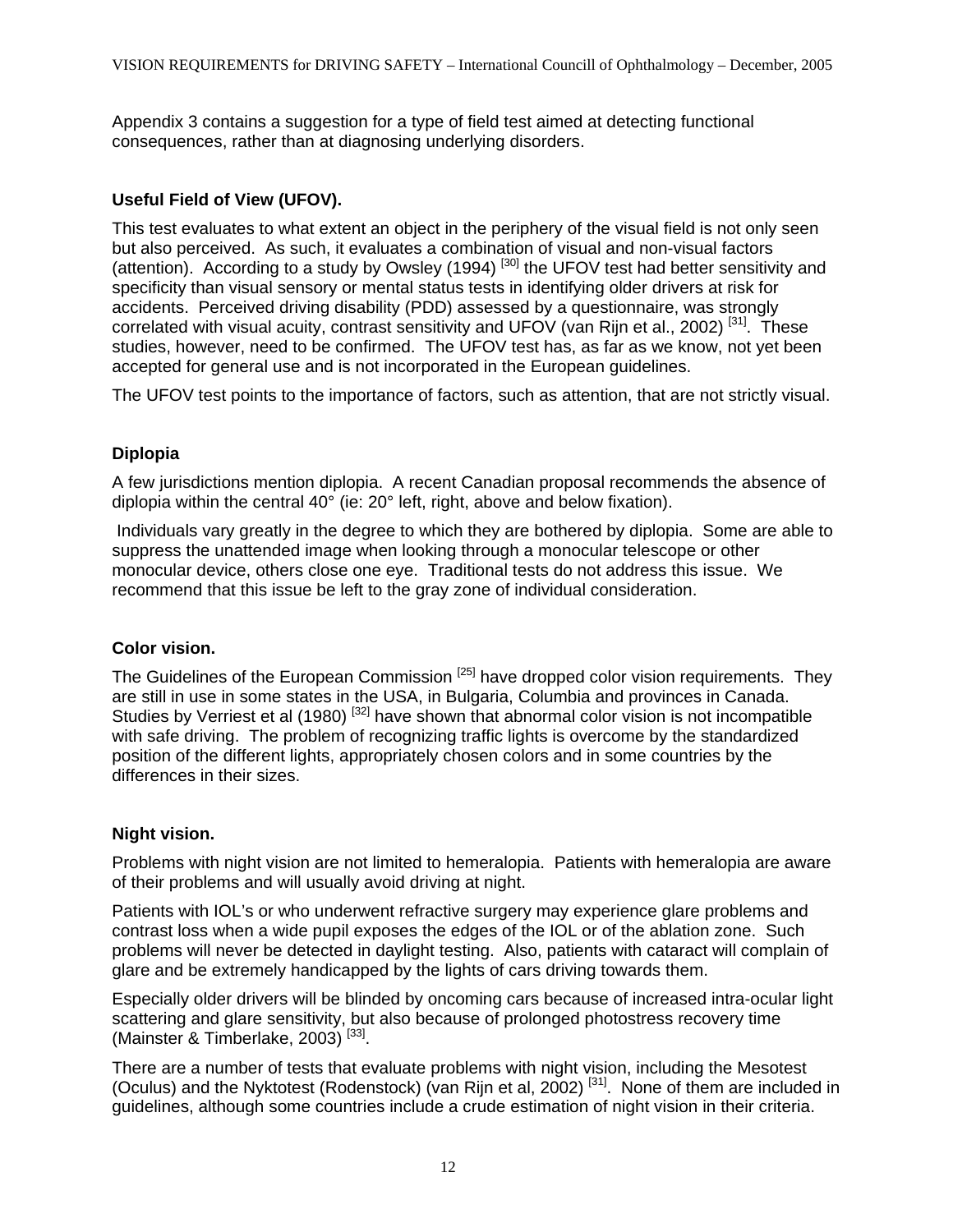Appendix 3 contains a suggestion for a type of field test aimed at detecting functional consequences, rather than at diagnosing underlying disorders.

### Useful Field of View (UFOV).

This test evaluates to what extent an object in the periphery of the visual field is not only seen but also perceived. As such, it evaluates a combination of visual and non-visual factors (attention). According to a study by Owsley (1994) [30] the UFOV test had better sensitivity and specificity than visual sensory or mental status tests in identifying older drivers at risk for accidents. Perceived driving disability (PDD) assessed by a questionnaire, was strongly correlated with visual acuity, contrast sensitivity and UFOV (van Rijn et al., 2002) [31]. These studies, however, need to be confirmed. The UFOV test has, as far as we know, not yet been accepted for general use and is not incorporated in the European guidelines.

The UFOV test points to the importance of factors, such as attention, that are not strictly visual.

### Diplopia

A few jurisdictions mention diplopia. A recent Canadian proposal recommends the absence of diplopia within the central 40° (ie: 20° left, right, above and below fixation).

Individuals vary greatly in the degree to which they are bothered by diplopia. Some are able to suppress the unattended image when looking through a monocular telescope or other monocular device, others close one eye. Traditional tests do not address this issue. We recommend that this issue be left to the gray zone of individual consideration.

### Color vision.

The Guidelines of the European Commission [25] have dropped color vision requirements. They are still in use in some states in the USA, in Bulgaria, Columbia and provinces in Canada. Studies by Verriest et al (1980) [32] have shown that abnormal color vision is not incompatible with safe driving. The problem of recognizing traffic lights is overcome by the standardized position of the different lights, appropriately chosen colors and in some countries by the differences in their sizes.

### Night vision.

Problems with night vision are not limited to hemeralopia. Patients with hemeralopia are aware of their problems and will usually avoid driving at night.

Patients with IOL's or who underwent refractive surgery may experience glare problems and contrast loss when a wide pupil exposes the edges of the IOL or of the ablation zone. Such problems will never be detected in daylight testing. Also, patients with cataract will complain of glare and be extremely handicapped by the lights of cars driving towards them.

Especially older drivers will be blinded by oncoming cars because of increased intra-ocular light scattering and glare sensitivity, but also because of prolonged photostress recovery time (Mainster & Timberlake, 2003) [33].

There are a number of tests that evaluate problems with night vision, including the Mesotest (Oculus) and the Nyktotest (Rodenstock) (van Rijn et al, 2002) [31]. None of them are included in guidelines, although some countries include a crude estimation of night vision in their criteria.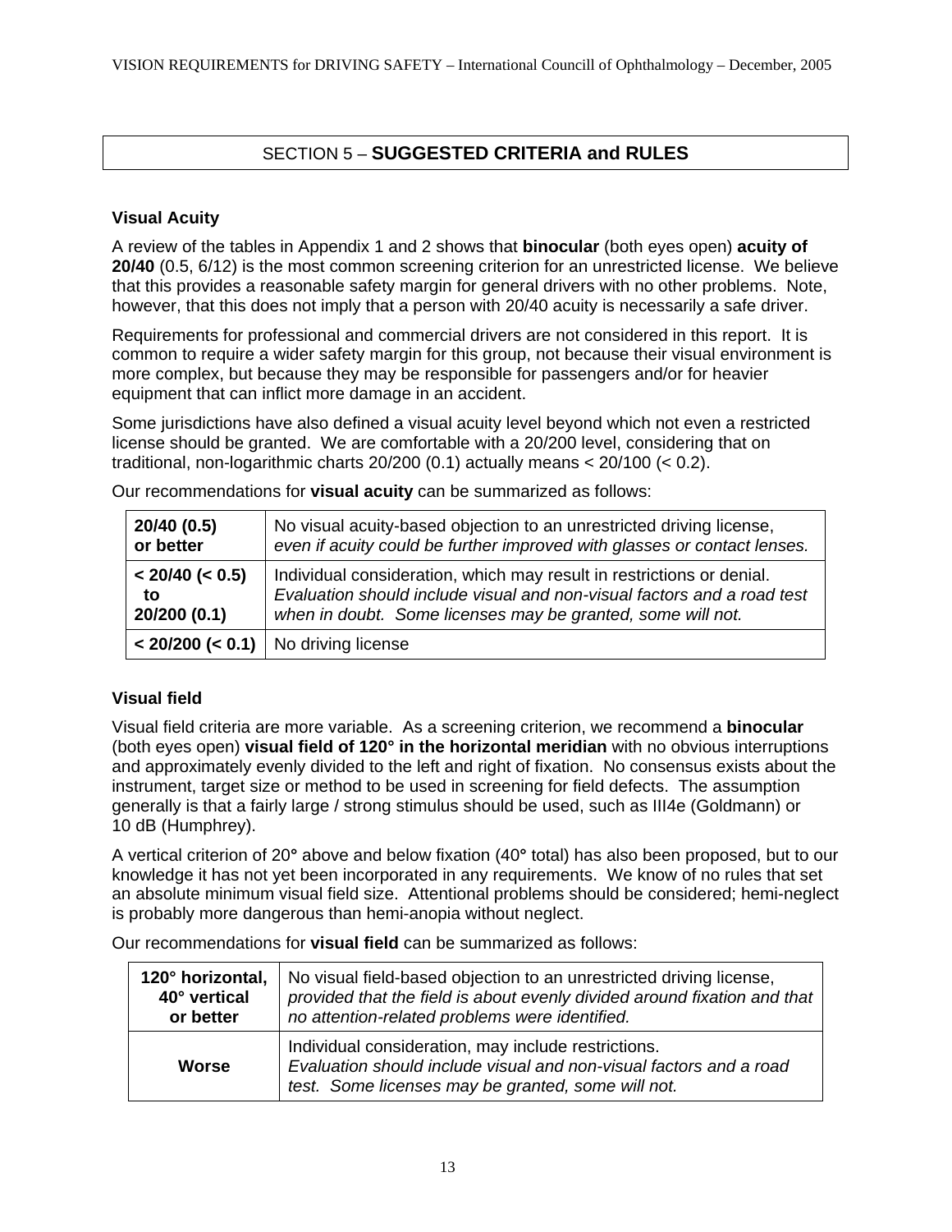## SECTION 5 – **SUGGESTED CRITERIA and RULES**

### Visual Acuity

A review of the tables in Appendix 1 and 2 shows that **binocular** (both eyes open) **acuity of 20/40** (0.5, 6/12) is the most common screening criterion for an unrestricted license. We believe that this provides a reasonable safety margin for general drivers with no other problems. Note, however, that this does not imply that a person with 20/40 acuity is necessarily a safe driver.

Requirements for professional and commercial drivers are not considered in this report. It is common to require a wider safety margin for this group, not because their visual environment is more complex, but because they may be responsible for passengers and/or for heavier equipment that can inflict more damage in an accident.

Some jurisdictions have also defined a visual acuity level beyond which not even a restricted license should be granted. We are comfortable with a 20/200 level, considering that on traditional, non-logarithmic charts 20/200 (0.1) actually means < 20/100 (< 0.2).

Our recommendations for **visual acuity** can be summarized as follows:

| | |
|---|---|
| **20/40 (0.5) or better** | No visual acuity-based objection to an unrestricted driving license, *even if acuity could be further improved with glasses or contact lenses.* |
| **< 20/40 (< 0.5) to 20/200 (0.1)** | Individual consideration, which may result in restrictions or denial. *Evaluation should include visual and non-visual factors and a road test when in doubt. Some licenses may be granted, some will not.* |
| **< 20/200 (< 0.1)** | No driving license |

### Visual field

Visual field criteria are more variable. As a screening criterion, we recommend a **binocular** (both eyes open) **visual field of 120° in the horizontal meridian** with no obvious interruptions and approximately evenly divided to the left and right of fixation. No consensus exists about the instrument, target size or method to be used in screening for field defects. The assumption generally is that a fairly large / strong stimulus should be used, such as III4e (Goldmann) or 10 dB (Humphrey).

A vertical criterion of 20° above and below fixation (40° total) has also been proposed, but to our knowledge it has not yet been incorporated in any requirements. We know of no rules that set an absolute minimum visual field size. Attentional problems should be considered; hemi-neglect is probably more dangerous than hemi-anopia without neglect.

Our recommendations for **visual field** can be summarized as follows:

| | |
|---|---|
| **120° horizontal, 40° vertical or better** | No visual field-based objection to an unrestricted driving license, *provided that the field is about evenly divided around fixation and that no attention-related problems were identified.* |
| **Worse** | Individual consideration, may include restrictions. *Evaluation should include visual and non-visual factors and a road test. Some licenses may be granted, some will not.* |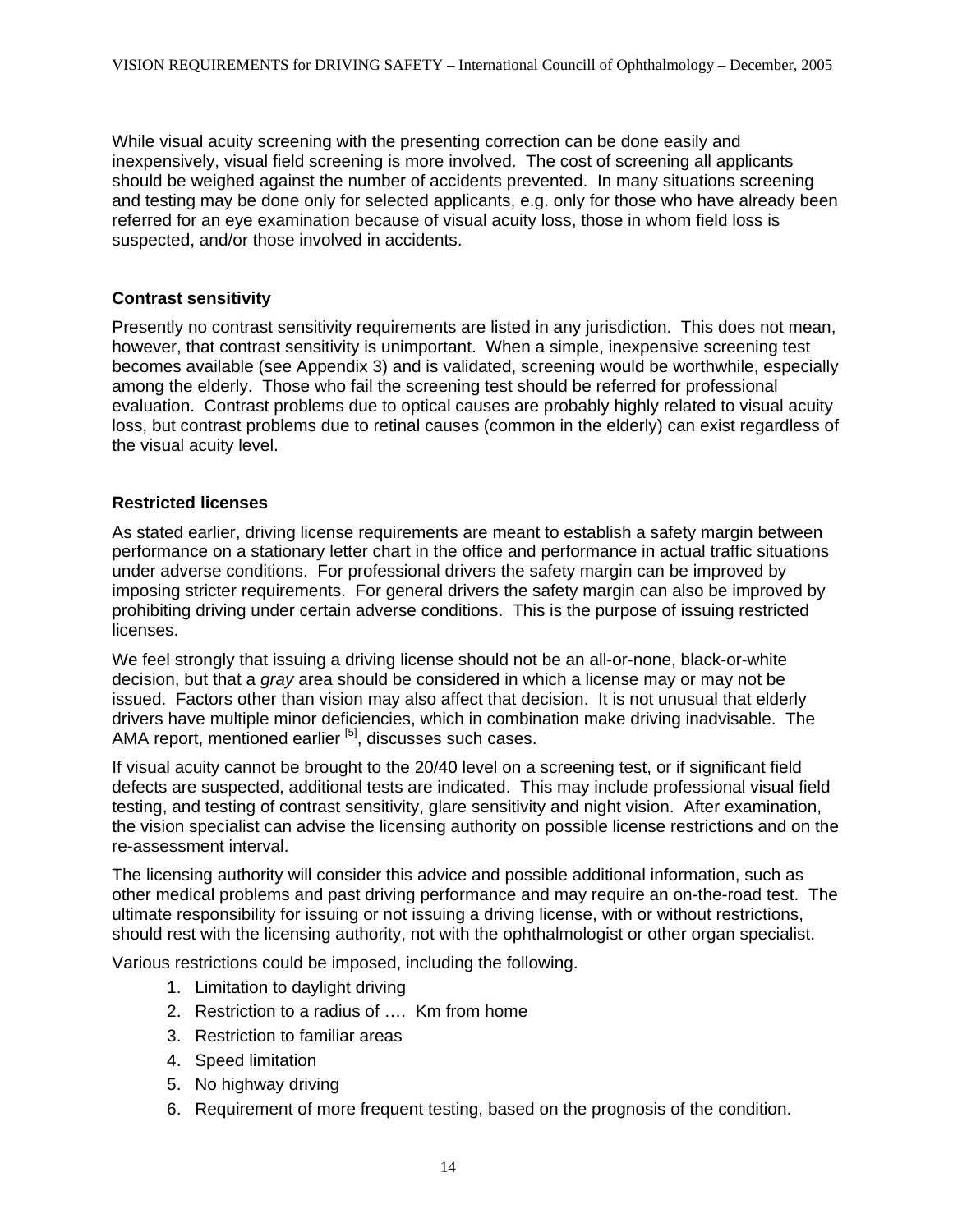While visual acuity screening with the presenting correction can be done easily and inexpensively, visual field screening is more involved. The cost of screening all applicants should be weighed against the number of accidents prevented. In many situations screening and testing may be done only for selected applicants, e.g. only for those who have already been referred for an eye examination because of visual acuity loss, those in whom field loss is suspected, and/or those involved in accidents.

### Contrast sensitivity

Presently no contrast sensitivity requirements are listed in any jurisdiction. This does not mean, however, that contrast sensitivity is unimportant. When a simple, inexpensive screening test becomes available (see Appendix 3) and is validated, screening would be worthwhile, especially among the elderly. Those who fail the screening test should be referred for professional evaluation. Contrast problems due to optical causes are probably highly related to visual acuity loss, but contrast problems due to retinal causes (common in the elderly) can exist regardless of the visual acuity level.

### Restricted licenses

As stated earlier, driving license requirements are meant to establish a safety margin between performance on a stationary letter chart in the office and performance in actual traffic situations under adverse conditions. For professional drivers the safety margin can be improved by imposing stricter requirements. For general drivers the safety margin can also be improved by prohibiting driving under certain adverse conditions. This is the purpose of issuing restricted licenses.

We feel strongly that issuing a driving license should not be an all-or-none, black-or-white decision, but that a *gray* area should be considered in which a license may or may not be issued. Factors other than vision may also affect that decision. It is not unusual that elderly drivers have multiple minor deficiencies, which in combination make driving inadvisable. The AMA report, mentioned earlier [5], discusses such cases.

If visual acuity cannot be brought to the 20/40 level on a screening test, or if significant field defects are suspected, additional tests are indicated. This may include professional visual field testing, and testing of contrast sensitivity, glare sensitivity and night vision. After examination, the vision specialist can advise the licensing authority on possible license restrictions and on the re-assessment interval.

The licensing authority will consider this advice and possible additional information, such as other medical problems and past driving performance and may require an on-the-road test. The ultimate responsibility for issuing or not issuing a driving license, with or without restrictions, should rest with the licensing authority, not with the ophthalmologist or other organ specialist.

Various restrictions could be imposed, including the following.

1. Limitation to daylight driving
2. Restriction to a radius of …. Km from home
3. Restriction to familiar areas
4. Speed limitation
5. No highway driving
6. Requirement of more frequent testing, based on the prognosis of the condition.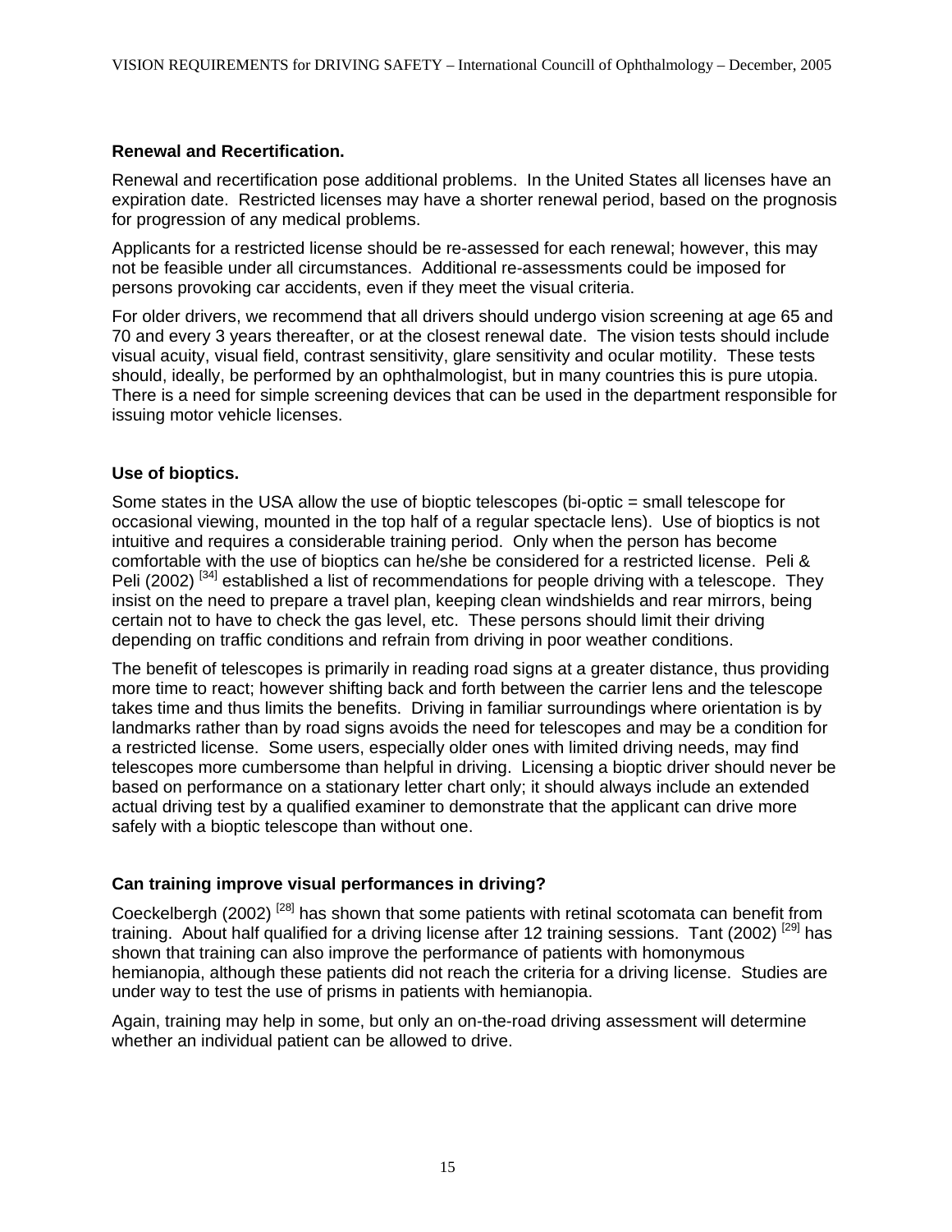### Renewal and Recertification.

Renewal and recertification pose additional problems. In the United States all licenses have an expiration date. Restricted licenses may have a shorter renewal period, based on the prognosis for progression of any medical problems.

Applicants for a restricted license should be re-assessed for each renewal; however, this may not be feasible under all circumstances. Additional re-assessments could be imposed for persons provoking car accidents, even if they meet the visual criteria.

For older drivers, we recommend that all drivers should undergo vision screening at age 65 and 70 and every 3 years thereafter, or at the closest renewal date. The vision tests should include visual acuity, visual field, contrast sensitivity, glare sensitivity and ocular motility. These tests should, ideally, be performed by an ophthalmologist, but in many countries this is pure utopia. There is a need for simple screening devices that can be used in the department responsible for issuing motor vehicle licenses.

### Use of bioptics.

Some states in the USA allow the use of bioptic telescopes (bi-optic = small telescope for occasional viewing, mounted in the top half of a regular spectacle lens). Use of bioptics is not intuitive and requires a considerable training period. Only when the person has become comfortable with the use of bioptics can he/she be considered for a restricted license. Peli & Peli (2002) [34] established a list of recommendations for people driving with a telescope. They insist on the need to prepare a travel plan, keeping clean windshields and rear mirrors, being certain not to have to check the gas level, etc. These persons should limit their driving depending on traffic conditions and refrain from driving in poor weather conditions.

The benefit of telescopes is primarily in reading road signs at a greater distance, thus providing more time to react; however shifting back and forth between the carrier lens and the telescope takes time and thus limits the benefits. Driving in familiar surroundings where orientation is by landmarks rather than by road signs avoids the need for telescopes and may be a condition for a restricted license. Some users, especially older ones with limited driving needs, may find telescopes more cumbersome than helpful in driving. Licensing a bioptic driver should never be based on performance on a stationary letter chart only; it should always include an extended actual driving test by a qualified examiner to demonstrate that the applicant can drive more safely with a bioptic telescope than without one.

### Can training improve visual performances in driving?

Coeckelbergh (2002) [28] has shown that some patients with retinal scotomata can benefit from training. About half qualified for a driving license after 12 training sessions. Tant (2002) [29] has shown that training can also improve the performance of patients with homonymous hemianopia, although these patients did not reach the criteria for a driving license. Studies are under way to test the use of prisms in patients with hemianopia.

Again, training may help in some, but only an on-the-road driving assessment will determine whether an individual patient can be allowed to drive.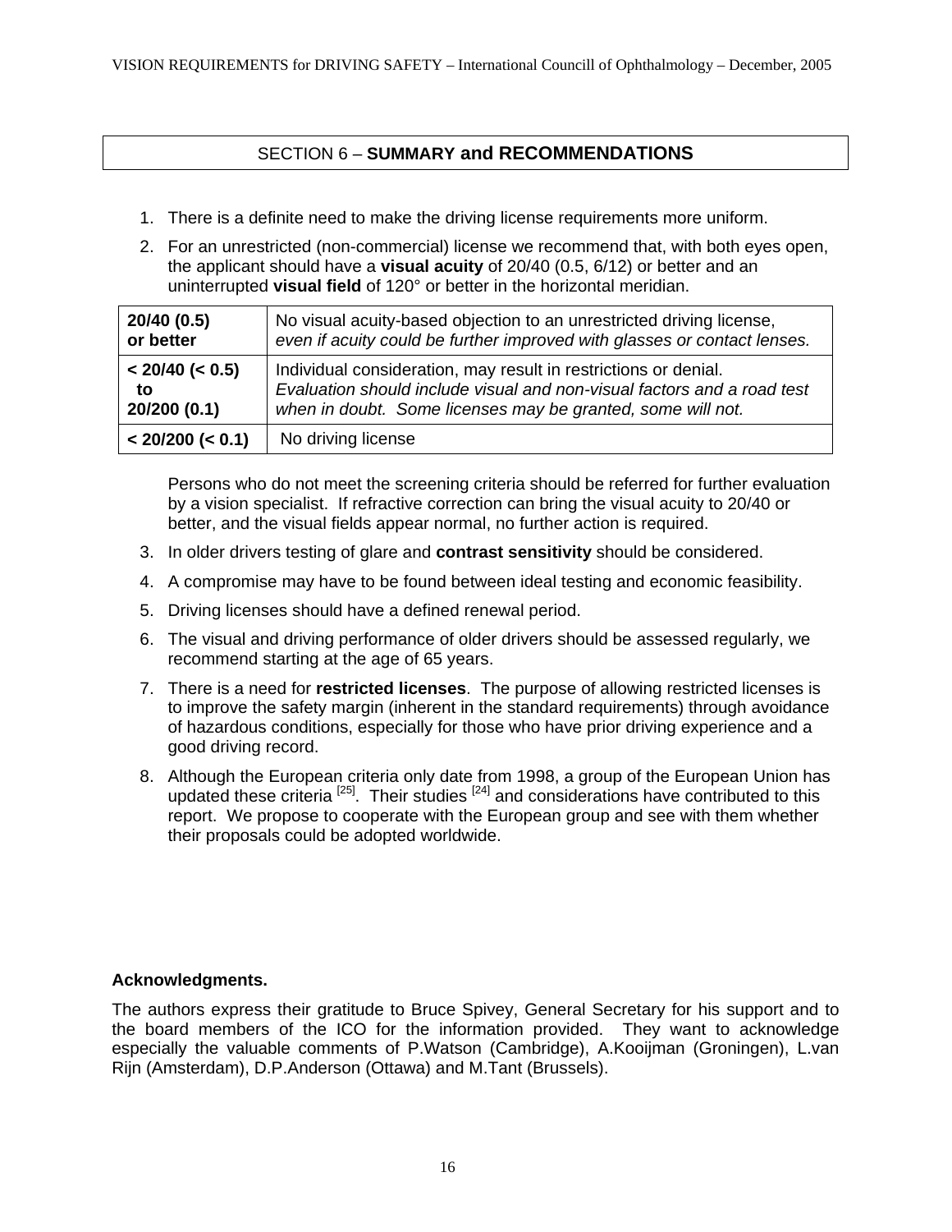## SECTION 6 – **SUMMARY and RECOMMENDATIONS**

1. There is a definite need to make the driving license requirements more uniform.

2. For an unrestricted (non-commercial) license we recommend that, with both eyes open, the applicant should have a **visual acuity** of 20/40 (0.5, 6/12) or better and an uninterrupted **visual field** of 120° or better in the horizontal meridian.

| | |
|---|---|
| **20/40 (0.5) or better** | No visual acuity-based objection to an unrestricted driving license, *even if acuity could be further improved with glasses or contact lenses.* |
| **< 20/40 (< 0.5) to 20/200 (0.1)** | Individual consideration, may result in restrictions or denial. *Evaluation should include visual and non-visual factors and a road test when in doubt. Some licenses may be granted, some will not.* |
| **< 20/200 (< 0.1)** | No driving license |

   Persons who do not meet the screening criteria should be referred for further evaluation by a vision specialist. If refractive correction can bring the visual acuity to 20/40 or better, and the visual fields appear normal, no further action is required.

3. In older drivers testing of glare and **contrast sensitivity** should be considered.

4. A compromise may have to be found between ideal testing and economic feasibility.

5. Driving licenses should have a defined renewal period.

6. The visual and driving performance of older drivers should be assessed regularly, we recommend starting at the age of 65 years.

7. There is a need for **restricted licenses**. The purpose of allowing restricted licenses is to improve the safety margin (inherent in the standard requirements) through avoidance of hazardous conditions, especially for those who have prior driving experience and a good driving record.

8. Although the European criteria only date from 1998, a group of the European Union has updated these criteria [25]. Their studies [24] and considerations have contributed to this report. We propose to cooperate with the European group and see with them whether their proposals could be adopted worldwide.

**Acknowledgments.**

The authors express their gratitude to Bruce Spivey, General Secretary for his support and to the board members of the ICO for the information provided. They want to acknowledge especially the valuable comments of P.Watson (Cambridge), A.Kooijman (Groningen), L.van Rijn (Amsterdam), D.P.Anderson (Ottawa) and M.Tant (Brussels).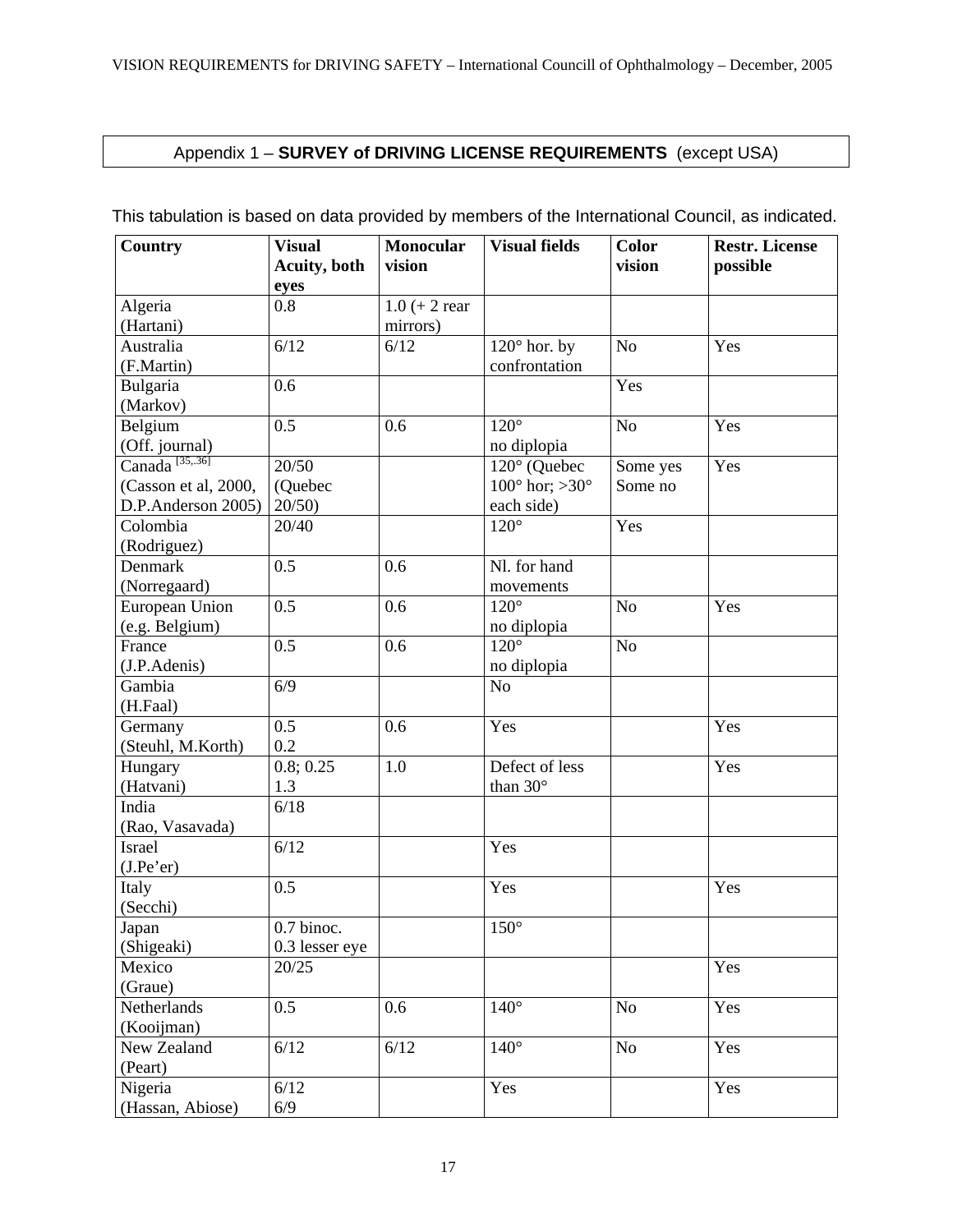## Appendix 1 – **SURVEY of DRIVING LICENSE REQUIREMENTS** (except USA)

This tabulation is based on data provided by members of the International Council, as indicated.

| Country | Visual Acuity, both eyes | Monocular vision | Visual fields | Color vision | Restr. License possible |
|---|---|---|---|---|---|
| Algeria (Hartani) | 0.8 | 1.0 (+ 2 rear mirrors) | | | |
| Australia (F.Martin) | 6/12 | 6/12 | 120° hor. by confrontation | No | Yes |
| Bulgaria (Markov) | 0.6 | | | Yes | |
| Belgium (Off. journal) | 0.5 | 0.6 | 120° no diplopia | No | Yes |
| Canada [35,.36] (Casson et al, 2000, D.P.Anderson 2005) | 20/50 (Quebec 20/50) | | 120° (Quebec 100° hor; >30° each side) | Some yes Some no | Yes |
| Colombia (Rodriguez) | 20/40 | | 120° | Yes | |
| Denmark (Norregaard) | 0.5 | 0.6 | Nl. for hand movements | | |
| European Union (e.g. Belgium) | 0.5 | 0.6 | 120° no diplopia | No | Yes |
| France (J.P.Adenis) | 0.5 | 0.6 | 120° no diplopia | No | |
| Gambia (H.Faal) | 6/9 | | No | | |
| Germany (Steuhl, M.Korth) | 0.5 0.2 | 0.6 | Yes | | Yes |
| Hungary (Hatvani) | 0.8; 0.25 1.3 | 1.0 | Defect of less than 30° | | Yes |
| India (Rao, Vasavada) | 6/18 | | | | |
| Israel (J.Pe'er) | 6/12 | | Yes | | |
| Italy (Secchi) | 0.5 | | Yes | | Yes |
| Japan (Shigeaki) | 0.7 binoc. 0.3 lesser eye | | 150° | | |
| Mexico (Graue) | 20/25 | | | | Yes |
| Netherlands (Kooijman) | 0.5 | 0.6 | 140° | No | Yes |
| New Zealand (Peart) | 6/12 | 6/12 | 140° | No | Yes |
| Nigeria (Hassan, Abiose) | 6/12 6/9 | | Yes | | Yes |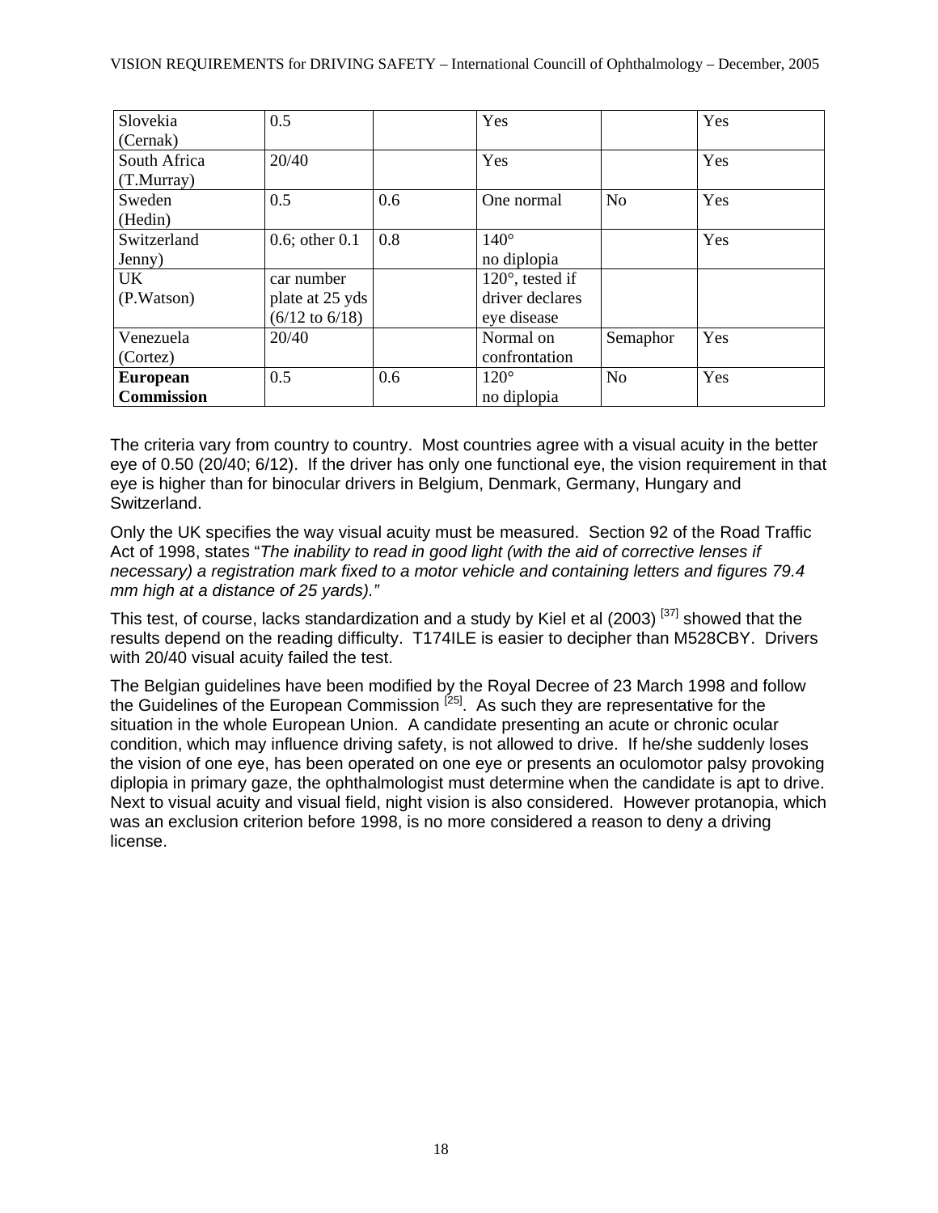| Slovekia (Cernak) | 0.5 | | Yes | | Yes |
|---|---|---|---|---|---|
| South Africa (T.Murray) | 20/40 | | Yes | | Yes |
| Sweden (Hedin) | 0.5 | 0.6 | One normal | No | Yes |
| Switzerland Jenny) | 0.6; other 0.1 | 0.8 | 140° no diplopia | | Yes |
| UK (P.Watson) | car number plate at 25 yds (6/12 to 6/18) | | 120°, tested if driver declares eye disease | | |
| Venezuela (Cortez) | 20/40 | | Normal on confrontation | Semaphor | Yes |
| **European Commission** | 0.5 | 0.6 | 120° no diplopia | No | Yes |

The criteria vary from country to country. Most countries agree with a visual acuity in the better eye of 0.50 (20/40; 6/12). If the driver has only one functional eye, the vision requirement in that eye is higher than for binocular drivers in Belgium, Denmark, Germany, Hungary and Switzerland.

Only the UK specifies the way visual acuity must be measured. Section 92 of the Road Traffic Act of 1998, states "*The inability to read in good light (with the aid of corrective lenses if necessary) a registration mark fixed to a motor vehicle and containing letters and figures 79.4 mm high at a distance of 25 yards).*"

This test, of course, lacks standardization and a study by Kiel et al (2003) [37] showed that the results depend on the reading difficulty. T174ILE is easier to decipher than M528CBY. Drivers with 20/40 visual acuity failed the test.

The Belgian guidelines have been modified by the Royal Decree of 23 March 1998 and follow the Guidelines of the European Commission [25]. As such they are representative for the situation in the whole European Union. A candidate presenting an acute or chronic ocular condition, which may influence driving safety, is not allowed to drive. If he/she suddenly loses the vision of one eye, has been operated on one eye or presents an oculomotor palsy provoking diplopia in primary gaze, the ophthalmologist must determine when the candidate is apt to drive. Next to visual acuity and visual field, night vision is also considered. However protanopia, which was an exclusion criterion before 1998, is no more considered a reason to deny a driving license.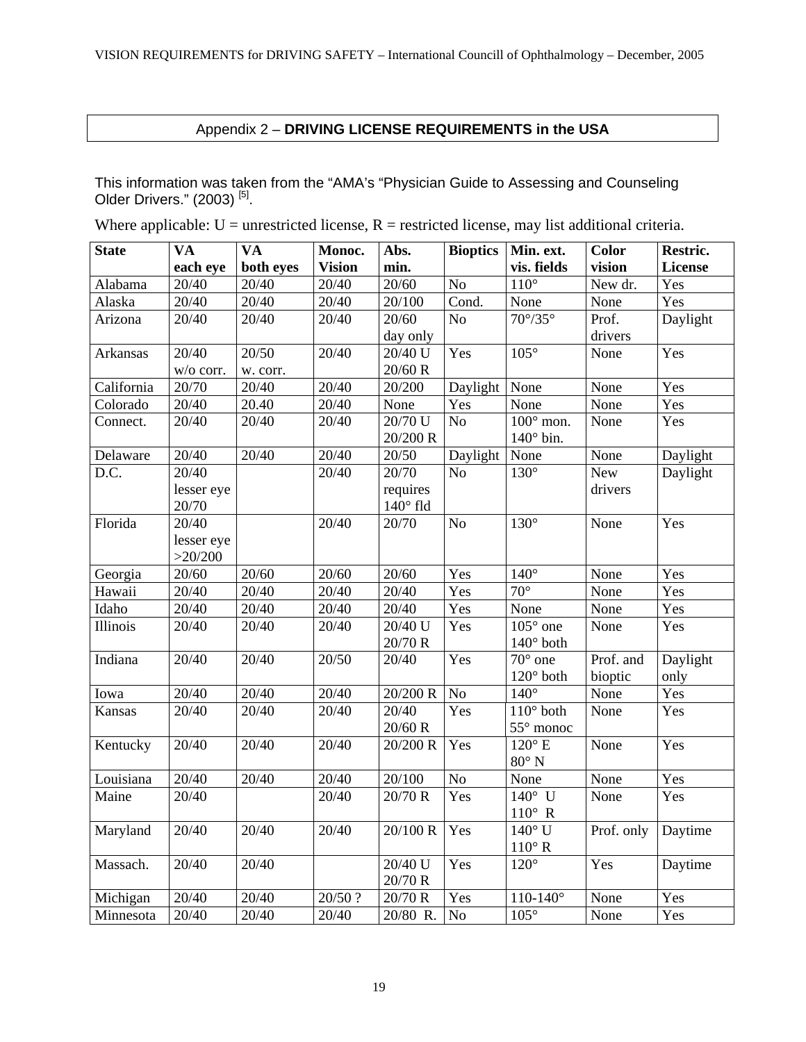## Appendix 2 – **DRIVING LICENSE REQUIREMENTS in the USA**

This information was taken from the "AMA's "Physician Guide to Assessing and Counseling Older Drivers." (2003) [5].

Where applicable: U = unrestricted license, R = restricted license, may list additional criteria.

| State | VA each eye | VA both eyes | Monoc. Vision | Abs. min. | Bioptics | Min. ext. vis. fields | Color vision | Restric. License |
|---|---|---|---|---|---|---|---|---|
| Alabama | 20/40 | 20/40 | 20/40 | 20/60 | No | 110° | New dr. | Yes |
| Alaska | 20/40 | 20/40 | 20/40 | 20/100 | Cond. | None | None | Yes |
| Arizona | 20/40 | 20/40 | 20/40 | 20/60 day only | No | 70°/35° | Prof. drivers | Daylight |
| Arkansas | 20/40 w/o corr. | 20/50 w. corr. | 20/40 | 20/40 U 20/60 R | Yes | 105° | None | Yes |
| California | 20/70 | 20/40 | 20/40 | 20/200 | Daylight | None | None | Yes |
| Colorado | 20/40 | 20.40 | 20/40 | None | Yes | None | None | Yes |
| Connect. | 20/40 | 20/40 | 20/40 | 20/70 U 20/200 R | No | 100° mon. 140° bin. | None | Yes |
| Delaware | 20/40 | 20/40 | 20/40 | 20/50 | Daylight | None | None | Daylight |
| D.C. | 20/40 lesser eye 20/70 | | 20/40 | 20/70 requires 140° fld | No | 130° | New drivers | Daylight |
| Florida | 20/40 lesser eye >20/200 | | 20/40 | 20/70 | No | 130° | None | Yes |
| Georgia | 20/60 | 20/60 | 20/60 | 20/60 | Yes | 140° | None | Yes |
| Hawaii | 20/40 | 20/40 | 20/40 | 20/40 | Yes | 70° | None | Yes |
| Idaho | 20/40 | 20/40 | 20/40 | 20/40 | Yes | None | None | Yes |
| Illinois | 20/40 | 20/40 | 20/40 | 20/40 U 20/70 R | Yes | 105° one 140° both | None | Yes |
| Indiana | 20/40 | 20/40 | 20/50 | 20/40 | Yes | 70° one 120° both | Prof. and bioptic | Daylight only |
| Iowa | 20/40 | 20/40 | 20/40 | 20/200 R | No | 140° | None | Yes |
| Kansas | 20/40 | 20/40 | 20/40 | 20/40 20/60 R | Yes | 110° both 55° monoc | None | Yes |
| Kentucky | 20/40 | 20/40 | 20/40 | 20/200 R | Yes | 120° E 80° N | None | Yes |
| Louisiana | 20/40 | 20/40 | 20/40 | 20/100 | No | None | None | Yes |
| Maine | 20/40 | | 20/40 | 20/70 R | Yes | 140° U 110° R | None | Yes |
| Maryland | 20/40 | 20/40 | 20/40 | 20/100 R | Yes | 140° U 110° R | Prof. only | Daytime |
| Massach. | 20/40 | 20/40 | | 20/40 U 20/70 R | Yes | 120° | Yes | Daytime |
| Michigan | 20/40 | 20/40 | 20/50 ? | 20/70 R | Yes | 110-140° | None | Yes |
| Minnesota | 20/40 | 20/40 | 20/40 | 20/80 R. | No | 105° | None | Yes |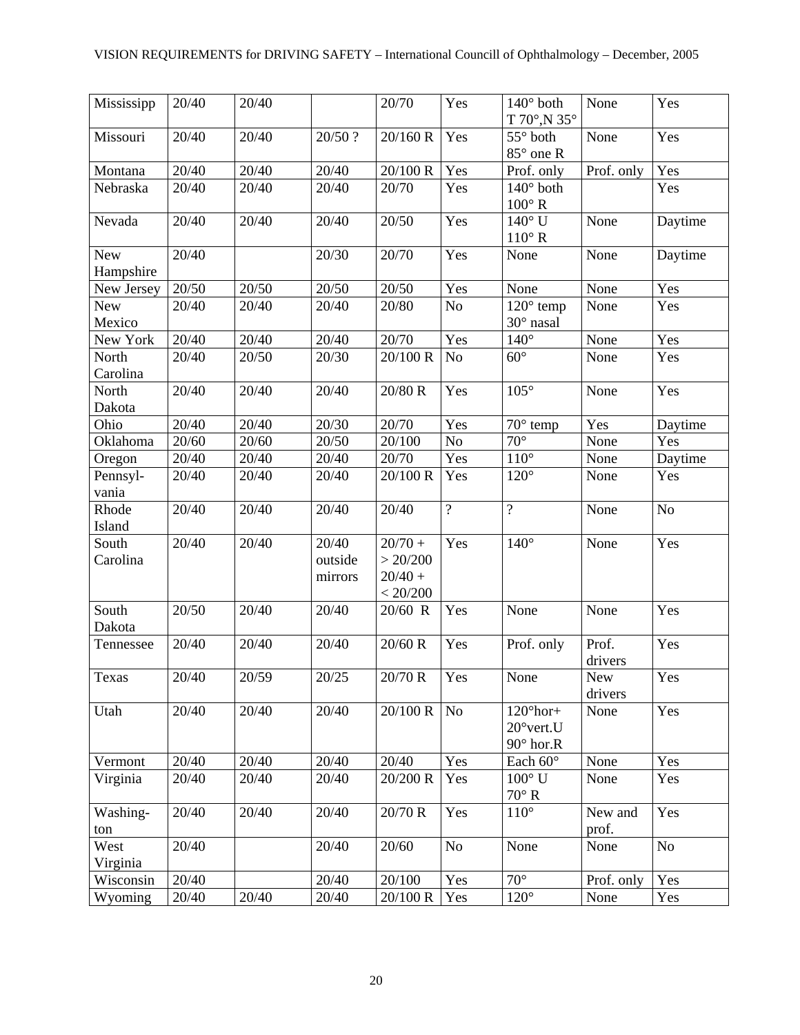| Mississipp | 20/40 | 20/40 | | 20/70 | Yes | 140° both T 70°,N 35° | None | Yes |
|---|---|---|---|---|---|---|---|---|
| Missouri | 20/40 | 20/40 | 20/50 ? | 20/160 R | Yes | 55° both 85° one R | None | Yes |
| Montana | 20/40 | 20/40 | 20/40 | 20/100 R | Yes | Prof. only | Prof. only | Yes |
| Nebraska | 20/40 | 20/40 | 20/40 | 20/70 | Yes | 140° both 100° R | | Yes |
| Nevada | 20/40 | 20/40 | 20/40 | 20/50 | Yes | 140° U 110° R | None | Daytime |
| New Hampshire | 20/40 | | 20/30 | 20/70 | Yes | None | None | Daytime |
| New Jersey | 20/50 | 20/50 | 20/50 | 20/50 | Yes | None | None | Yes |
| New Mexico | 20/40 | 20/40 | 20/40 | 20/80 | No | 120° temp 30° nasal | None | Yes |
| New York | 20/40 | 20/40 | 20/40 | 20/70 | Yes | 140° | None | Yes |
| North Carolina | 20/40 | 20/50 | 20/30 | 20/100 R | No | 60° | None | Yes |
| North Dakota | 20/40 | 20/40 | 20/40 | 20/80 R | Yes | 105° | None | Yes |
| Ohio | 20/40 | 20/40 | 20/30 | 20/70 | Yes | 70° temp | Yes | Daytime |
| Oklahoma | 20/60 | 20/60 | 20/50 | 20/100 | No | 70° | None | Yes |
| Oregon | 20/40 | 20/40 | 20/40 | 20/70 | Yes | 110° | None | Daytime |
| Pennsyl-vania | 20/40 | 20/40 | 20/40 | 20/100 R | Yes | 120° | None | Yes |
| Rhode Island | 20/40 | 20/40 | 20/40 | 20/40 | ? | ? | None | No |
| South Carolina | 20/40 | 20/40 | 20/40 outside mirrors | 20/70 + > 20/200 20/40 + < 20/200 | Yes | 140° | None | Yes |
| South Dakota | 20/50 | 20/40 | 20/40 | 20/60 R | Yes | None | None | Yes |
| Tennessee | 20/40 | 20/40 | 20/40 | 20/60 R | Yes | Prof. only | Prof. drivers | Yes |
| Texas | 20/40 | 20/59 | 20/25 | 20/70 R | Yes | None | New drivers | Yes |
| Utah | 20/40 | 20/40 | 20/40 | 20/100 R | No | 120°hor+ 20°vert.U 90° hor.R | None | Yes |
| Vermont | 20/40 | 20/40 | 20/40 | 20/40 | Yes | Each 60° | None | Yes |
| Virginia | 20/40 | 20/40 | 20/40 | 20/200 R | Yes | 100° U 70° R | None | Yes |
| Washing-ton | 20/40 | 20/40 | 20/40 | 20/70 R | Yes | 110° | New and prof. | Yes |
| West Virginia | 20/40 | | 20/40 | 20/60 | No | None | None | No |
| Wisconsin | 20/40 | | 20/40 | 20/100 | Yes | 70° | Prof. only | Yes |
| Wyoming | 20/40 | 20/40 | 20/40 | 20/100 R | Yes | 120° | None | Yes |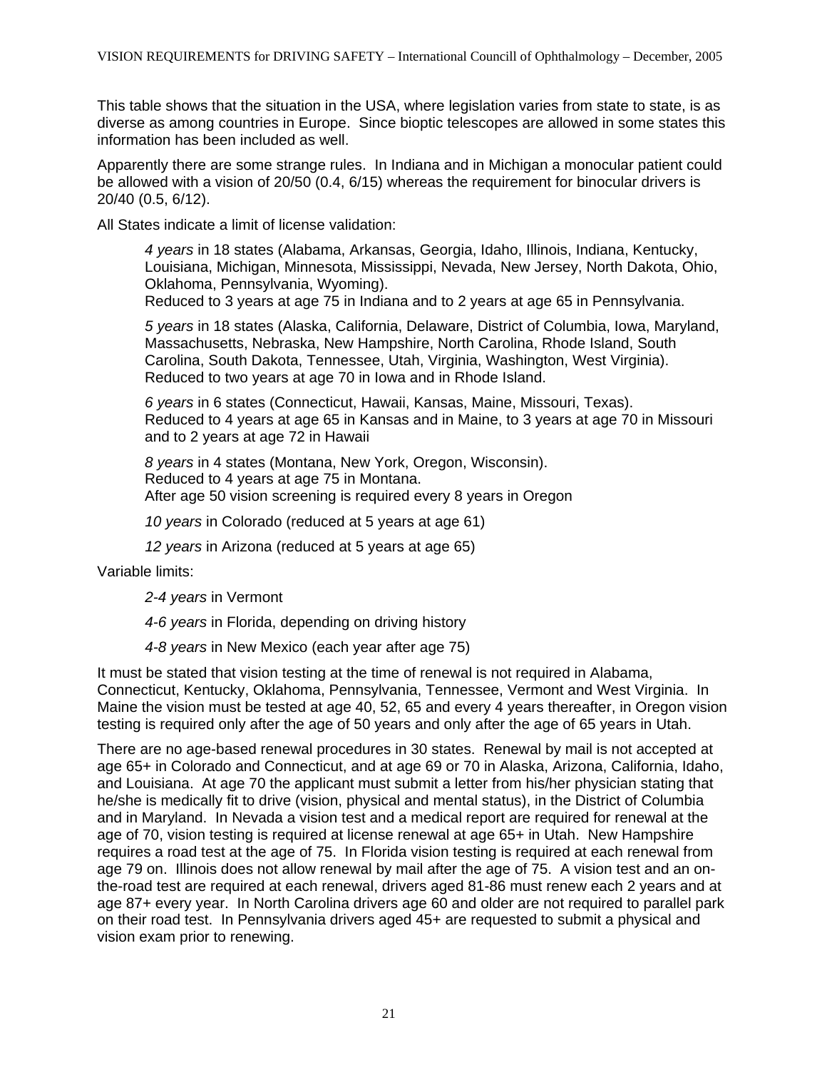This table shows that the situation in the USA, where legislation varies from state to state, is as diverse as among countries in Europe. Since bioptic telescopes are allowed in some states this information has been included as well.

Apparently there are some strange rules. In Indiana and in Michigan a monocular patient could be allowed with a vision of 20/50 (0.4, 6/15) whereas the requirement for binocular drivers is 20/40 (0.5, 6/12).

All States indicate a limit of license validation:

> *4 years* in 18 states (Alabama, Arkansas, Georgia, Idaho, Illinois, Indiana, Kentucky, Louisiana, Michigan, Minnesota, Mississippi, Nevada, New Jersey, North Dakota, Ohio, Oklahoma, Pennsylvania, Wyoming).
> Reduced to 3 years at age 75 in Indiana and to 2 years at age 65 in Pennsylvania.
>
> *5 years* in 18 states (Alaska, California, Delaware, District of Columbia, Iowa, Maryland, Massachusetts, Nebraska, New Hampshire, North Carolina, Rhode Island, South Carolina, South Dakota, Tennessee, Utah, Virginia, Washington, West Virginia).
> Reduced to two years at age 70 in Iowa and in Rhode Island.
>
> *6 years* in 6 states (Connecticut, Hawaii, Kansas, Maine, Missouri, Texas).
> Reduced to 4 years at age 65 in Kansas and in Maine, to 3 years at age 70 in Missouri and to 2 years at age 72 in Hawaii
>
> *8 years* in 4 states (Montana, New York, Oregon, Wisconsin).
> Reduced to 4 years at age 75 in Montana.
> After age 50 vision screening is required every 8 years in Oregon
>
> *10 years* in Colorado (reduced at 5 years at age 61)
>
> *12 years* in Arizona (reduced at 5 years at age 65)

Variable limits:

> *2-4 years* in Vermont
>
> *4-6 years* in Florida, depending on driving history
>
> *4-8 years* in New Mexico (each year after age 75)

It must be stated that vision testing at the time of renewal is not required in Alabama, Connecticut, Kentucky, Oklahoma, Pennsylvania, Tennessee, Vermont and West Virginia. In Maine the vision must be tested at age 40, 52, 65 and every 4 years thereafter, in Oregon vision testing is required only after the age of 50 years and only after the age of 65 years in Utah.

There are no age-based renewal procedures in 30 states. Renewal by mail is not accepted at age 65+ in Colorado and Connecticut, and at age 69 or 70 in Alaska, Arizona, California, Idaho, and Louisiana. At age 70 the applicant must submit a letter from his/her physician stating that he/she is medically fit to drive (vision, physical and mental status), in the District of Columbia and in Maryland. In Nevada a vision test and a medical report are required for renewal at the age of 70, vision testing is required at license renewal at age 65+ in Utah. New Hampshire requires a road test at the age of 75. In Florida vision testing is required at each renewal from age 79 on. Illinois does not allow renewal by mail after the age of 75. A vision test and an on-the-road test are required at each renewal, drivers aged 81-86 must renew each 2 years and at age 87+ every year. In North Carolina drivers age 60 and older are not required to parallel park on their road test. In Pennsylvania drivers aged 45+ are requested to submit a physical and vision exam prior to renewing.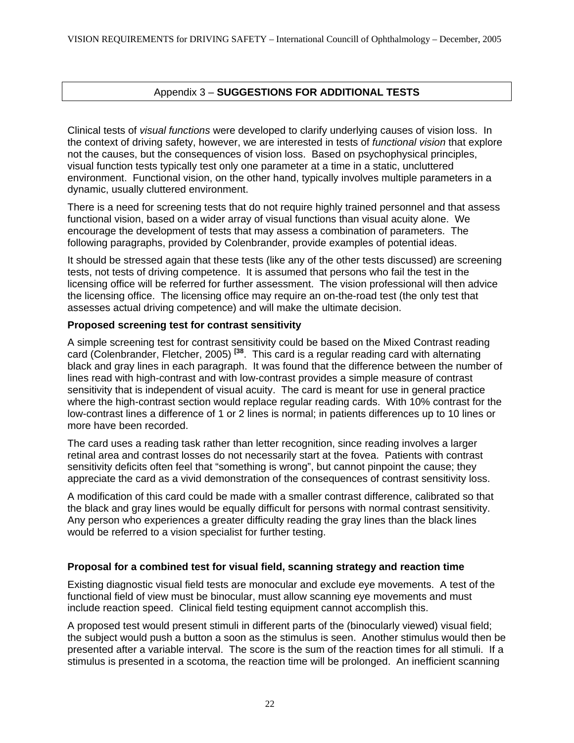## Appendix 3 – **SUGGESTIONS FOR ADDITIONAL TESTS**

Clinical tests of *visual functions* were developed to clarify underlying causes of vision loss. In the context of driving safety, however, we are interested in tests of *functional vision* that explore not the causes, but the consequences of vision loss. Based on psychophysical principles, visual function tests typically test only one parameter at a time in a static, uncluttered environment. Functional vision, on the other hand, typically involves multiple parameters in a dynamic, usually cluttered environment.

There is a need for screening tests that do not require highly trained personnel and that assess functional vision, based on a wider array of visual functions than visual acuity alone. We encourage the development of tests that may assess a combination of parameters. The following paragraphs, provided by Colenbrander, provide examples of potential ideas.

It should be stressed again that these tests (like any of the other tests discussed) are screening tests, not tests of driving competence. It is assumed that persons who fail the test in the licensing office will be referred for further assessment. The vision professional will then advice the licensing office. The licensing office may require an on-the-road test (the only test that assesses actual driving competence) and will make the ultimate decision.

### Proposed screening test for contrast sensitivity

A simple screening test for contrast sensitivity could be based on the Mixed Contrast reading card (Colenbrander, Fletcher, 2005) [38]. This card is a regular reading card with alternating black and gray lines in each paragraph. It was found that the difference between the number of lines read with high-contrast and with low-contrast provides a simple measure of contrast sensitivity that is independent of visual acuity. The card is meant for use in general practice where the high-contrast section would replace regular reading cards. With 10% contrast for the low-contrast lines a difference of 1 or 2 lines is normal; in patients differences up to 10 lines or more have been recorded.

The card uses a reading task rather than letter recognition, since reading involves a larger retinal area and contrast losses do not necessarily start at the fovea. Patients with contrast sensitivity deficits often feel that "something is wrong", but cannot pinpoint the cause; they appreciate the card as a vivid demonstration of the consequences of contrast sensitivity loss.

A modification of this card could be made with a smaller contrast difference, calibrated so that the black and gray lines would be equally difficult for persons with normal contrast sensitivity. Any person who experiences a greater difficulty reading the gray lines than the black lines would be referred to a vision specialist for further testing.

### Proposal for a combined test for visual field, scanning strategy and reaction time

Existing diagnostic visual field tests are monocular and exclude eye movements. A test of the functional field of view must be binocular, must allow scanning eye movements and must include reaction speed. Clinical field testing equipment cannot accomplish this.

A proposed test would present stimuli in different parts of the (binocularly viewed) visual field; the subject would push a button a soon as the stimulus is seen. Another stimulus would then be presented after a variable interval. The score is the sum of the reaction times for all stimuli. If a stimulus is presented in a scotoma, the reaction time will be prolonged. An inefficient scanning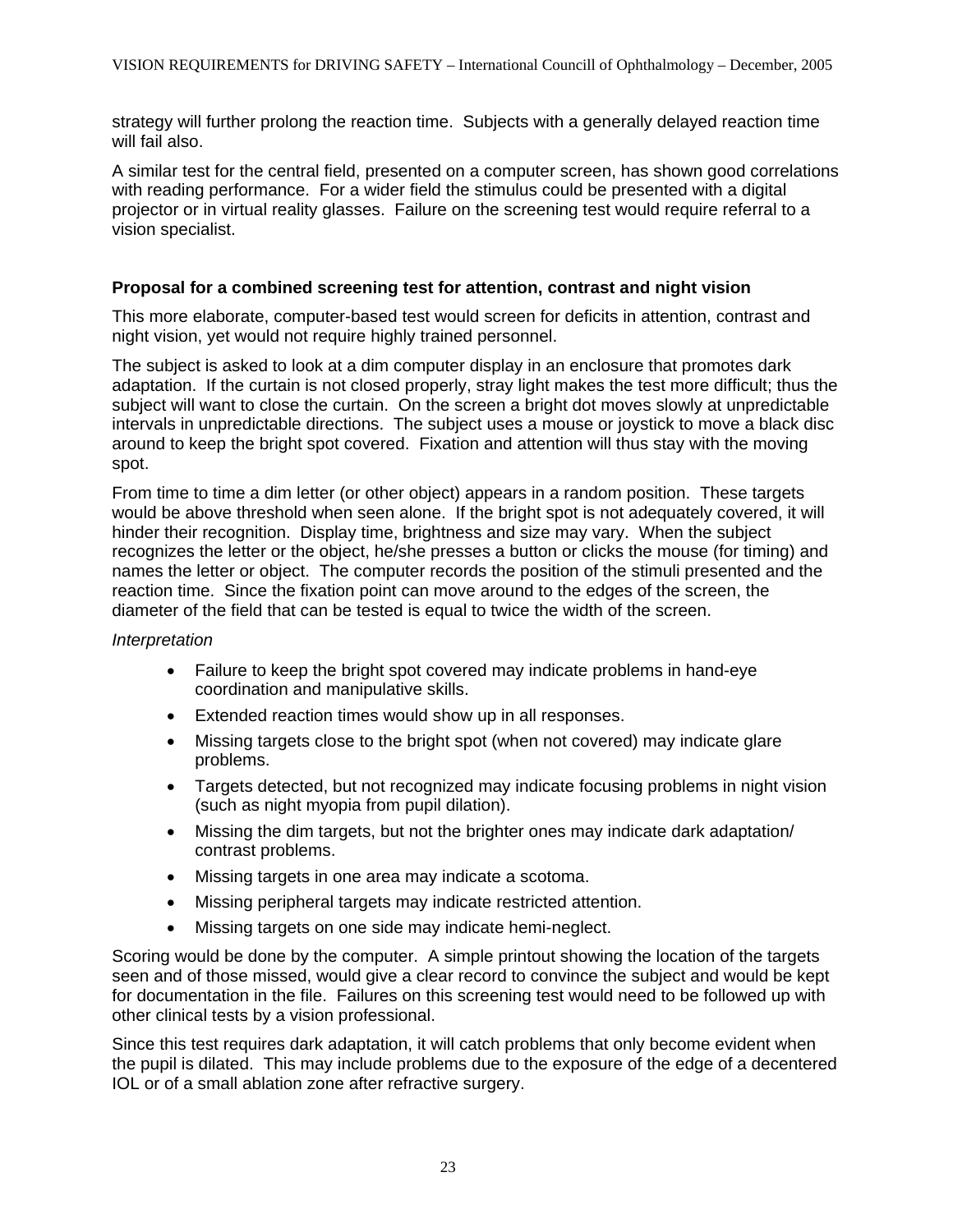strategy will further prolong the reaction time. Subjects with a generally delayed reaction time will fail also.

A similar test for the central field, presented on a computer screen, has shown good correlations with reading performance. For a wider field the stimulus could be presented with a digital projector or in virtual reality glasses. Failure on the screening test would require referral to a vision specialist.

### Proposal for a combined screening test for attention, contrast and night vision

This more elaborate, computer-based test would screen for deficits in attention, contrast and night vision, yet would not require highly trained personnel.

The subject is asked to look at a dim computer display in an enclosure that promotes dark adaptation. If the curtain is not closed properly, stray light makes the test more difficult; thus the subject will want to close the curtain. On the screen a bright dot moves slowly at unpredictable intervals in unpredictable directions. The subject uses a mouse or joystick to move a black disc around to keep the bright spot covered. Fixation and attention will thus stay with the moving spot.

From time to time a dim letter (or other object) appears in a random position. These targets would be above threshold when seen alone. If the bright spot is not adequately covered, it will hinder their recognition. Display time, brightness and size may vary. When the subject recognizes the letter or the object, he/she presses a button or clicks the mouse (for timing) and names the letter or object. The computer records the position of the stimuli presented and the reaction time. Since the fixation point can move around to the edges of the screen, the diameter of the field that can be tested is equal to twice the width of the screen.

*Interpretation*

- Failure to keep the bright spot covered may indicate problems in hand-eye coordination and manipulative skills.
- Extended reaction times would show up in all responses.
- Missing targets close to the bright spot (when not covered) may indicate glare problems.
- Targets detected, but not recognized may indicate focusing problems in night vision (such as night myopia from pupil dilation).
- Missing the dim targets, but not the brighter ones may indicate dark adaptation/ contrast problems.
- Missing targets in one area may indicate a scotoma.
- Missing peripheral targets may indicate restricted attention.
- Missing targets on one side may indicate hemi-neglect.

Scoring would be done by the computer. A simple printout showing the location of the targets seen and of those missed, would give a clear record to convince the subject and would be kept for documentation in the file. Failures on this screening test would need to be followed up with other clinical tests by a vision professional.

Since this test requires dark adaptation, it will catch problems that only become evident when the pupil is dilated. This may include problems due to the exposure of the edge of a decentered IOL or of a small ablation zone after refractive surgery.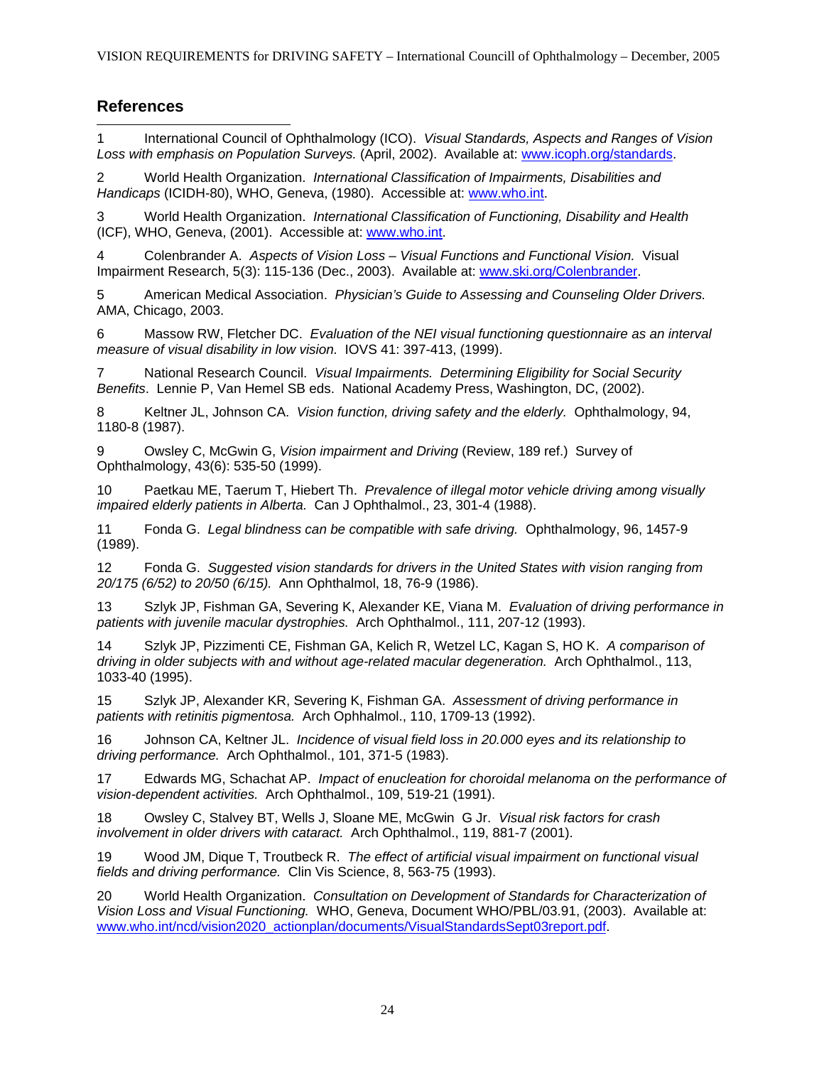## References

1 International Council of Ophthalmology (ICO). *Visual Standards, Aspects and Ranges of Vision Loss with emphasis on Population Surveys.* (April, 2002). Available at: www.icoph.org/standards.

2 World Health Organization. *International Classification of Impairments, Disabilities and Handicaps* (ICIDH-80), WHO, Geneva, (1980). Accessible at: www.who.int.

3 World Health Organization. *International Classification of Functioning, Disability and Health* (ICF), WHO, Geneva, (2001). Accessible at: www.who.int.

4 Colenbrander A. *Aspects of Vision Loss – Visual Functions and Functional Vision.* Visual Impairment Research, 5(3): 115-136 (Dec., 2003). Available at: www.ski.org/Colenbrander.

5 American Medical Association. *Physician's Guide to Assessing and Counseling Older Drivers.* AMA, Chicago, 2003.

6 Massow RW, Fletcher DC. *Evaluation of the NEI visual functioning questionnaire as an interval measure of visual disability in low vision.* IOVS 41: 397-413, (1999).

7 National Research Council. *Visual Impairments. Determining Eligibility for Social Security Benefits*. Lennie P, Van Hemel SB eds. National Academy Press, Washington, DC, (2002).

8 Keltner JL, Johnson CA. *Vision function, driving safety and the elderly.* Ophthalmology, 94, 1180-8 (1987).

9 Owsley C, McGwin G, *Vision impairment and Driving* (Review, 189 ref.) Survey of Ophthalmology, 43(6): 535-50 (1999).

10 Paetkau ME, Taerum T, Hiebert Th. *Prevalence of illegal motor vehicle driving among visually impaired elderly patients in Alberta.* Can J Ophthalmol., 23, 301-4 (1988).

11 Fonda G. *Legal blindness can be compatible with safe driving.* Ophthalmology, 96, 1457-9 (1989).

12 Fonda G. *Suggested vision standards for drivers in the United States with vision ranging from 20/175 (6/52) to 20/50 (6/15).* Ann Ophthalmol, 18, 76-9 (1986).

13 Szlyk JP, Fishman GA, Severing K, Alexander KE, Viana M. *Evaluation of driving performance in patients with juvenile macular dystrophies.* Arch Ophthalmol., 111, 207-12 (1993).

14 Szlyk JP, Pizzimenti CE, Fishman GA, Kelich R, Wetzel LC, Kagan S, HO K. *A comparison of driving in older subjects with and without age-related macular degeneration.* Arch Ophthalmol., 113, 1033-40 (1995).

15 Szlyk JP, Alexander KR, Severing K, Fishman GA. *Assessment of driving performance in patients with retinitis pigmentosa.* Arch Ophhalmol., 110, 1709-13 (1992).

16 Johnson CA, Keltner JL. *Incidence of visual field loss in 20.000 eyes and its relationship to driving performance.* Arch Ophthalmol., 101, 371-5 (1983).

17 Edwards MG, Schachat AP. *Impact of enucleation for choroidal melanoma on the performance of vision-dependent activities.* Arch Ophthalmol., 109, 519-21 (1991).

18 Owsley C, Stalvey BT, Wells J, Sloane ME, McGwin G Jr. *Visual risk factors for crash involvement in older drivers with cataract.* Arch Ophthalmol., 119, 881-7 (2001).

19 Wood JM, Dique T, Troutbeck R. *The effect of artificial visual impairment on functional visual fields and driving performance.* Clin Vis Science, 8, 563-75 (1993).

20 World Health Organization. *Consultation on Development of Standards for Characterization of Vision Loss and Visual Functioning.* WHO, Geneva, Document WHO/PBL/03.91, (2003). Available at: www.who.int/ncd/vision2020_actionplan/documents/VisualStandardsSept03report.pdf.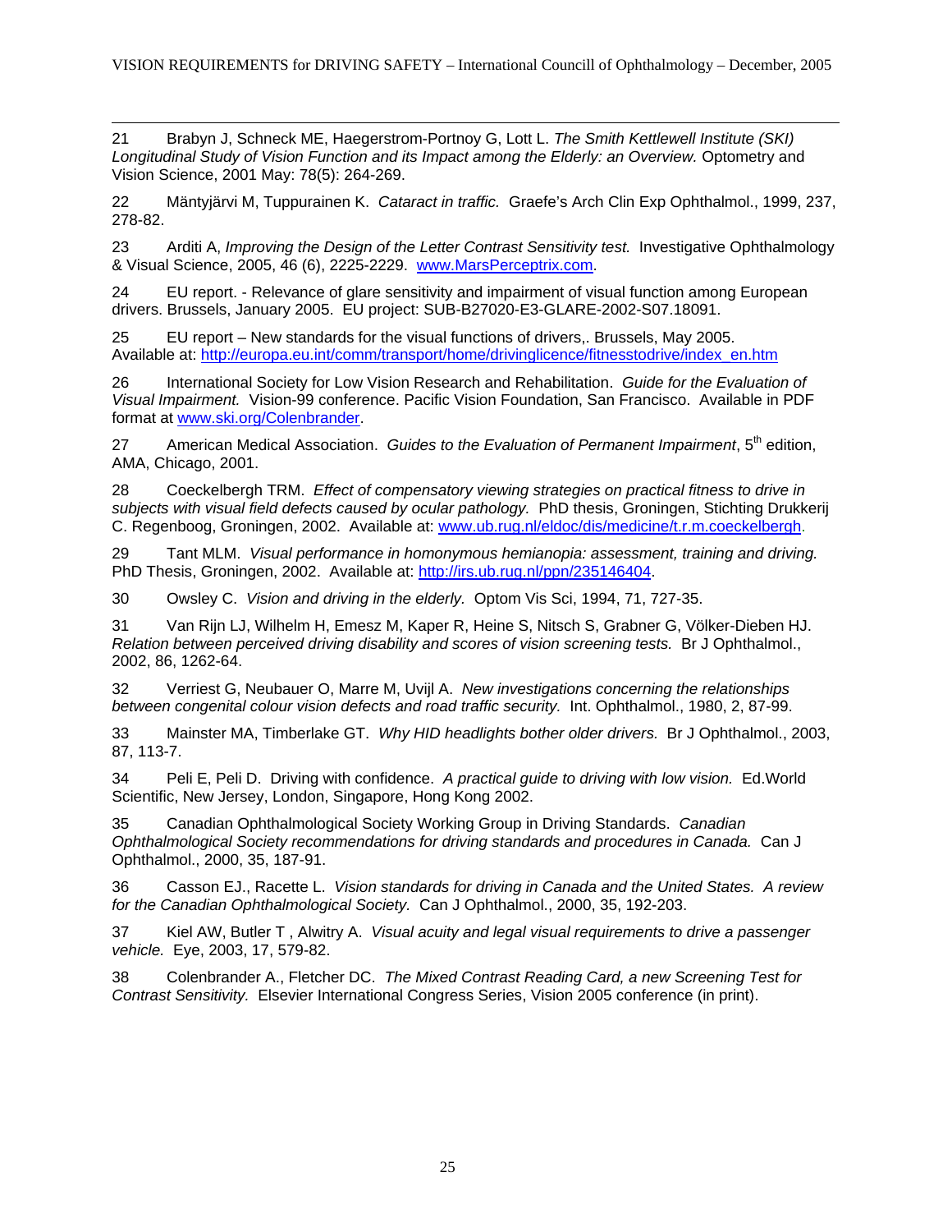21 Brabyn J, Schneck ME, Haegerstrom-Portnoy G, Lott L. *The Smith Kettlewell Institute (SKI) Longitudinal Study of Vision Function and its Impact among the Elderly: an Overview.* Optometry and Vision Science, 2001 May: 78(5): 264-269.

22 Mäntyjärvi M, Tuppurainen K. *Cataract in traffic.* Graefe's Arch Clin Exp Ophthalmol., 1999, 237, 278-82.

23 Arditi A, *Improving the Design of the Letter Contrast Sensitivity test.* Investigative Ophthalmology & Visual Science, 2005, 46 (6), 2225-2229. www.MarsPerceptrix.com.

24 EU report. - Relevance of glare sensitivity and impairment of visual function among European drivers. Brussels, January 2005. EU project: SUB-B27020-E3-GLARE-2002-S07.18091.

25 EU report – New standards for the visual functions of drivers,. Brussels, May 2005. Available at: http://europa.eu.int/comm/transport/home/drivinglicence/fitnesstodrive/index_en.htm

26 International Society for Low Vision Research and Rehabilitation. *Guide for the Evaluation of Visual Impairment.* Vision-99 conference. Pacific Vision Foundation, San Francisco. Available in PDF format at www.ski.org/Colenbrander.

27 American Medical Association. *Guides to the Evaluation of Permanent Impairment*, 5th edition, AMA, Chicago, 2001.

28 Coeckelbergh TRM. *Effect of compensatory viewing strategies on practical fitness to drive in subjects with visual field defects caused by ocular pathology.* PhD thesis, Groningen, Stichting Drukkerij C. Regenboog, Groningen, 2002. Available at: www.ub.rug.nl/eldoc/dis/medicine/t.r.m.coeckelbergh.

29 Tant MLM. *Visual performance in homonymous hemianopia: assessment, training and driving.* PhD Thesis, Groningen, 2002. Available at: http://irs.ub.rug.nl/ppn/235146404.

30 Owsley C. *Vision and driving in the elderly.* Optom Vis Sci, 1994, 71, 727-35.

31 Van Rijn LJ, Wilhelm H, Emesz M, Kaper R, Heine S, Nitsch S, Grabner G, Völker-Dieben HJ. *Relation between perceived driving disability and scores of vision screening tests.* Br J Ophthalmol., 2002, 86, 1262-64.

32 Verriest G, Neubauer O, Marre M, Uvijl A. *New investigations concerning the relationships between congenital colour vision defects and road traffic security.* Int. Ophthalmol., 1980, 2, 87-99.

33 Mainster MA, Timberlake GT. *Why HID headlights bother older drivers.* Br J Ophthalmol., 2003, 87, 113-7.

34 Peli E, Peli D. Driving with confidence. *A practical guide to driving with low vision.* Ed.World Scientific, New Jersey, London, Singapore, Hong Kong 2002.

35 Canadian Ophthalmological Society Working Group in Driving Standards. *Canadian Ophthalmological Society recommendations for driving standards and procedures in Canada.* Can J Ophthalmol., 2000, 35, 187-91.

36 Casson EJ., Racette L. *Vision standards for driving in Canada and the United States. A review for the Canadian Ophthalmological Society.* Can J Ophthalmol., 2000, 35, 192-203.

37 Kiel AW, Butler T , Alwitry A. *Visual acuity and legal visual requirements to drive a passenger vehicle.* Eye, 2003, 17, 579-82.

38 Colenbrander A., Fletcher DC. *The Mixed Contrast Reading Card, a new Screening Test for Contrast Sensitivity.* Elsevier International Congress Series, Vision 2005 conference (in print).